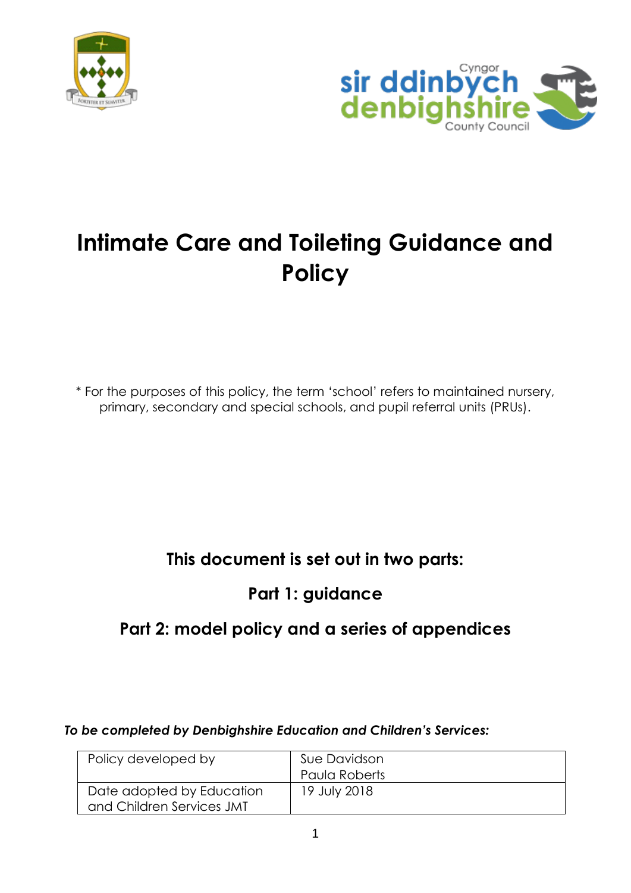# Intimate Care and Toileting Guidance and Policy

\* For the purposes of this policy, the term 'school' refers to maintained nursery, primary, secondary and special schools, and pupil referral units (PRUs).

## This document is set out in two parts:

### Part 1: guidance

### Part 2: model policy and a series of appendices

***To be completed by Denbighshire Education and Children's Services:***

| Policy developed by | Sue Davidson<br>Paula Roberts |
| --- | --- |
| Date adopted by Education and Children Services JMT | 19 July 2018 |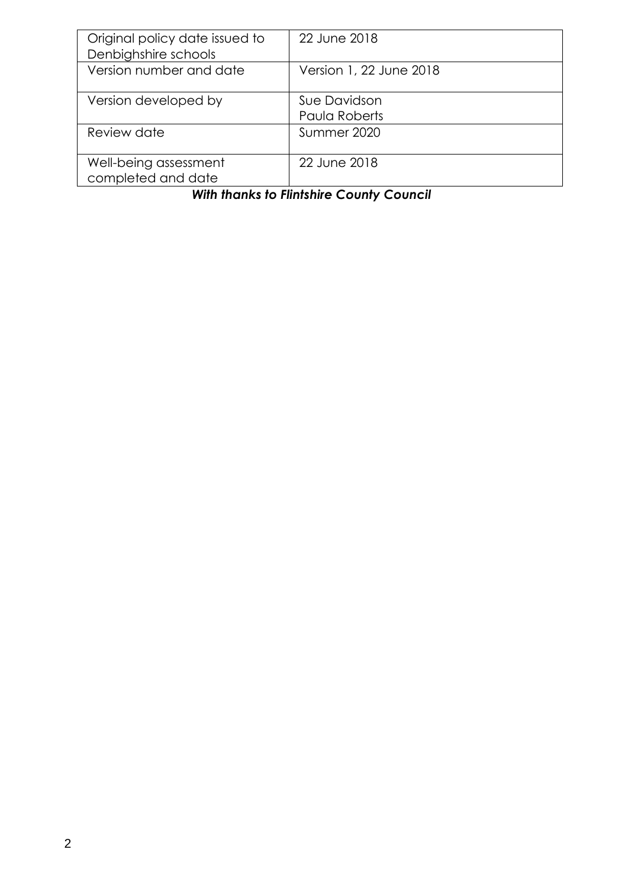| Original policy date issued to Denbighshire schools | 22 June 2018 |
| --- | --- |
| Version number and date | Version 1, 22 June 2018 |
| Version developed by | Sue Davidson<br>Paula Roberts |
| Review date | Summer 2020 |
| Well-being assessment completed and date | 22 June 2018 |

***With thanks to Flintshire County Council***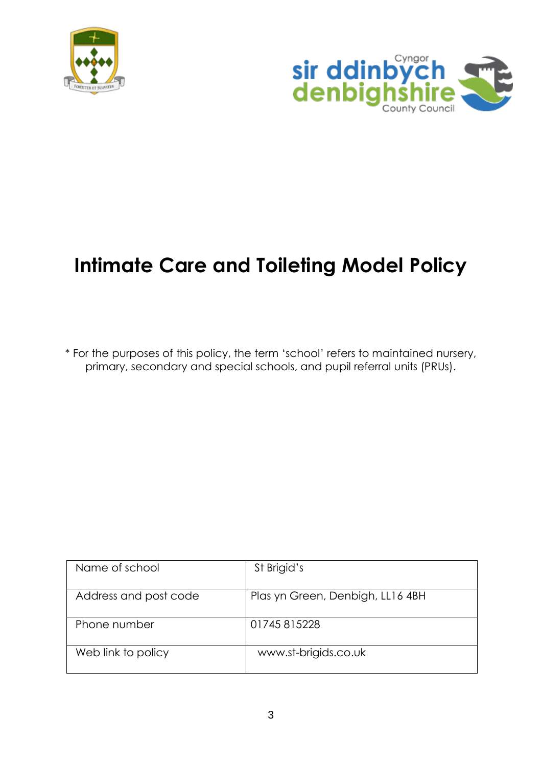# Intimate Care and Toileting Model Policy

\* For the purposes of this policy, the term 'school' refers to maintained nursery, primary, secondary and special schools, and pupil referral units (PRUs).

| Name of school | St Brigid's |
|---|---|
| Address and post code | Plas yn Green, Denbigh, LL16 4BH |
| Phone number | 01745 815228 |
| Web link to policy | www.st-brigids.co.uk |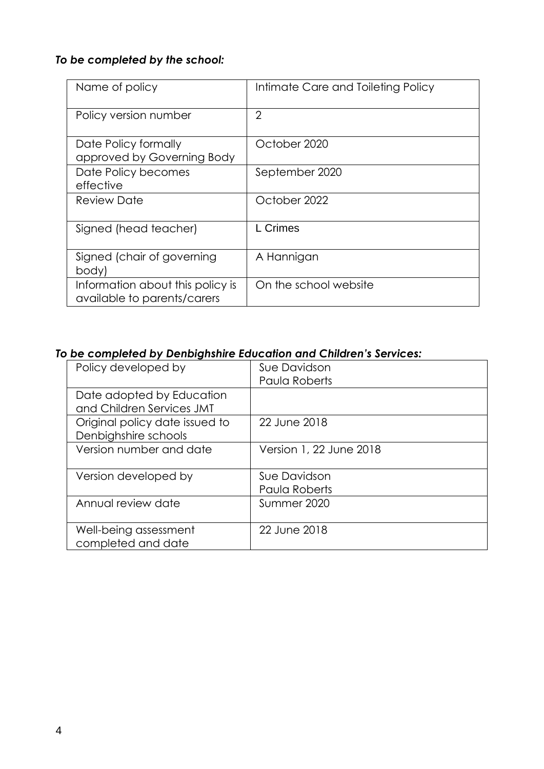***To be completed by the school:***

| Name of policy | Intimate Care and Toileting Policy |
| --- | --- |
| Policy version number | 2 |
| Date Policy formally approved by Governing Body | October 2020 |
| Date Policy becomes effective | September 2020 |
| Review Date | October 2022 |
| Signed (head teacher) | L Crimes |
| Signed (chair of governing body) | A Hannigan |
| Information about this policy is available to parents/carers | On the school website |

***To be completed by Denbighshire Education and Children's Services:***

| Policy developed by | Sue Davidson<br>Paula Roberts |
| --- | --- |
| Date adopted by Education and Children Services JMT | |
| Original policy date issued to Denbighshire schools | 22 June 2018 |
| Version number and date | Version 1, 22 June 2018 |
| Version developed by | Sue Davidson<br>Paula Roberts |
| Annual review date | Summer 2020 |
| Well-being assessment completed and date | 22 June 2018 |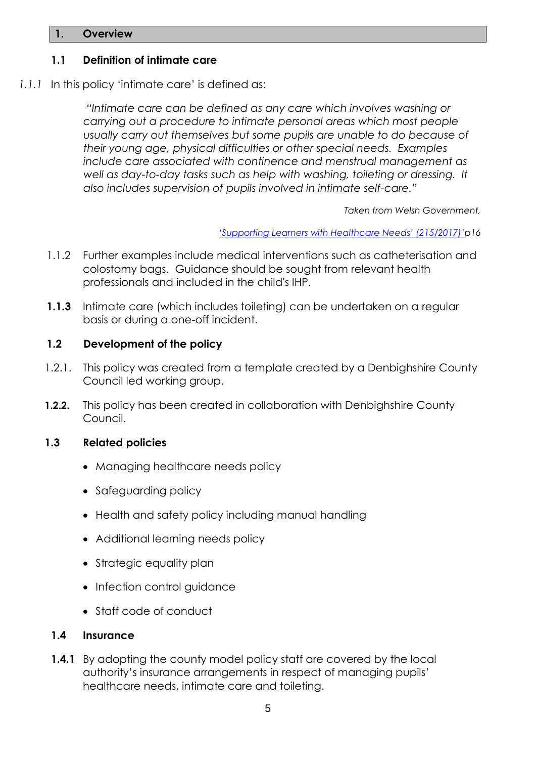## 1. Overview

### 1.1 Definition of intimate care

*1.1.1* In this policy 'intimate care' is defined as:

> *"Intimate care can be defined as any care which involves washing or carrying out a procedure to intimate personal areas which most people usually carry out themselves but some pupils are unable to do because of their young age, physical difficulties or other special needs. Examples include care associated with continence and menstrual management as well as day-to-day tasks such as help with washing, toileting or dressing. It also includes supervision of pupils involved in intimate self-care."*

*Taken from Welsh Government,*

*'Supporting Learners with Healthcare Needs' (215/2017)' p16*

1.1.2 Further examples include medical interventions such as catheterisation and colostomy bags. Guidance should be sought from relevant health professionals and included in the child's IHP.

**1.1.3** Intimate care (which includes toileting) can be undertaken on a regular basis or during a one-off incident.

### 1.2 Development of the policy

1.2.1. This policy was created from a template created by a Denbighshire County Council led working group.

**1.2.2.** This policy has been created in collaboration with Denbighshire County Council.

### 1.3 Related policies

- Managing healthcare needs policy
- Safeguarding policy
- Health and safety policy including manual handling
- Additional learning needs policy
- Strategic equality plan
- Infection control guidance
- Staff code of conduct

### 1.4 Insurance

**1.4.1** By adopting the county model policy staff are covered by the local authority's insurance arrangements in respect of managing pupils' healthcare needs, intimate care and toileting.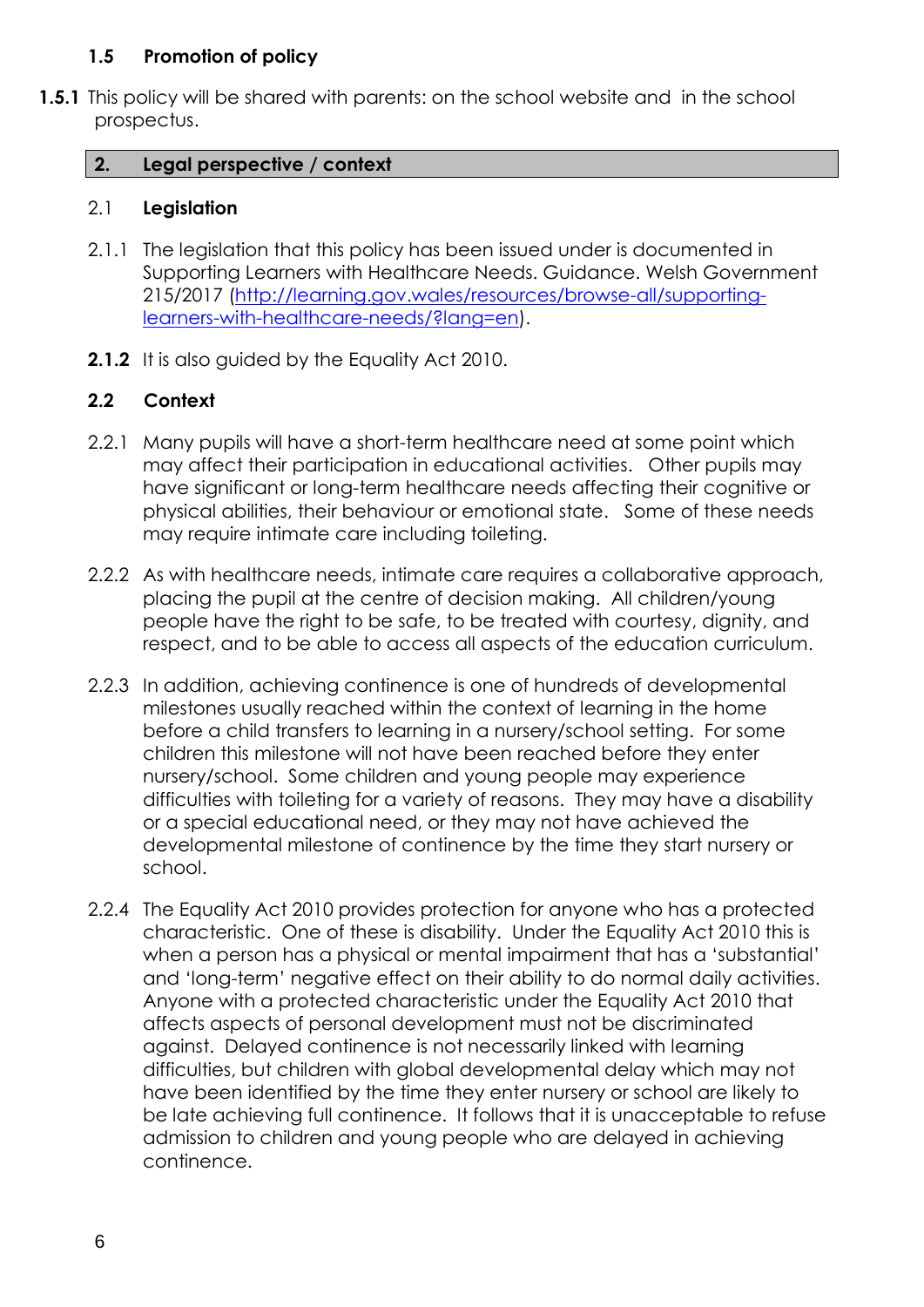### 1.5 Promotion of policy

**1.5.1** This policy will be shared with parents: on the school website and in the school prospectus.

## 2. Legal perspective / context

### 2.1 Legislation

2.1.1 The legislation that this policy has been issued under is documented in Supporting Learners with Healthcare Needs. Guidance. Welsh Government 215/2017 ([http://learning.gov.wales/resources/browse-all/supporting-learners-with-healthcare-needs/?lang=en](http://learning.gov.wales/resources/browse-all/supporting-learners-with-healthcare-needs/?lang=en)).

**2.1.2** It is also guided by the Equality Act 2010.

### 2.2 Context

2.2.1 Many pupils will have a short-term healthcare need at some point which may affect their participation in educational activities. Other pupils may have significant or long-term healthcare needs affecting their cognitive or physical abilities, their behaviour or emotional state. Some of these needs may require intimate care including toileting.

2.2.2 As with healthcare needs, intimate care requires a collaborative approach, placing the pupil at the centre of decision making. All children/young people have the right to be safe, to be treated with courtesy, dignity, and respect, and to be able to access all aspects of the education curriculum.

2.2.3 In addition, achieving continence is one of hundreds of developmental milestones usually reached within the context of learning in the home before a child transfers to learning in a nursery/school setting. For some children this milestone will not have been reached before they enter nursery/school. Some children and young people may experience difficulties with toileting for a variety of reasons. They may have a disability or a special educational need, or they may not have achieved the developmental milestone of continence by the time they start nursery or school.

2.2.4 The Equality Act 2010 provides protection for anyone who has a protected characteristic. One of these is disability. Under the Equality Act 2010 this is when a person has a physical or mental impairment that has a 'substantial' and 'long-term' negative effect on their ability to do normal daily activities. Anyone with a protected characteristic under the Equality Act 2010 that affects aspects of personal development must not be discriminated against. Delayed continence is not necessarily linked with learning difficulties, but children with global developmental delay which may not have been identified by the time they enter nursery or school are likely to be late achieving full continence. It follows that it is unacceptable to refuse admission to children and young people who are delayed in achieving continence.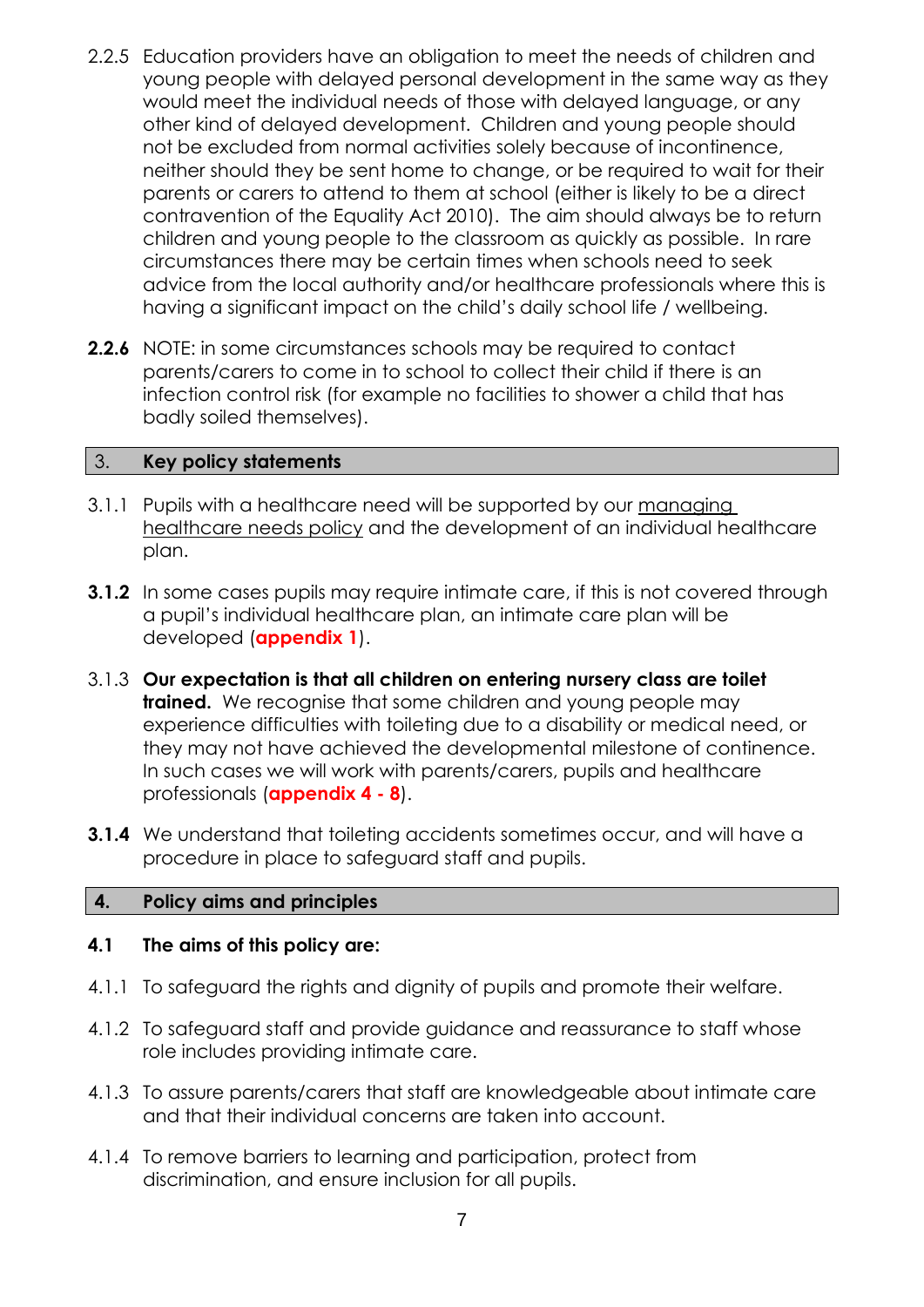2.2.5 Education providers have an obligation to meet the needs of children and young people with delayed personal development in the same way as they would meet the individual needs of those with delayed language, or any other kind of delayed development. Children and young people should not be excluded from normal activities solely because of incontinence, neither should they be sent home to change, or be required to wait for their parents or carers to attend to them at school (either is likely to be a direct contravention of the Equality Act 2010). The aim should always be to return children and young people to the classroom as quickly as possible. In rare circumstances there may be certain times when schools need to seek advice from the local authority and/or healthcare professionals where this is having a significant impact on the child's daily school life / wellbeing.

**2.2.6** NOTE: in some circumstances schools may be required to contact parents/carers to come in to school to collect their child if there is an infection control risk (for example no facilities to shower a child that has badly soiled themselves).

## 3. Key policy statements

3.1.1 Pupils with a healthcare need will be supported by our managing healthcare needs policy and the development of an individual healthcare plan.

**3.1.2** In some cases pupils may require intimate care, if this is not covered through a pupil's individual healthcare plan, an intimate care plan will be developed (**appendix 1**).

3.1.3 **Our expectation is that all children on entering nursery class are toilet trained.** We recognise that some children and young people may experience difficulties with toileting due to a disability or medical need, or they may not have achieved the developmental milestone of continence. In such cases we will work with parents/carers, pupils and healthcare professionals (**appendix 4 - 8**).

**3.1.4** We understand that toileting accidents sometimes occur, and will have a procedure in place to safeguard staff and pupils.

## 4. Policy aims and principles

### 4.1 The aims of this policy are:

4.1.1 To safeguard the rights and dignity of pupils and promote their welfare.

4.1.2 To safeguard staff and provide guidance and reassurance to staff whose role includes providing intimate care.

4.1.3 To assure parents/carers that staff are knowledgeable about intimate care and that their individual concerns are taken into account.

4.1.4 To remove barriers to learning and participation, protect from discrimination, and ensure inclusion for all pupils.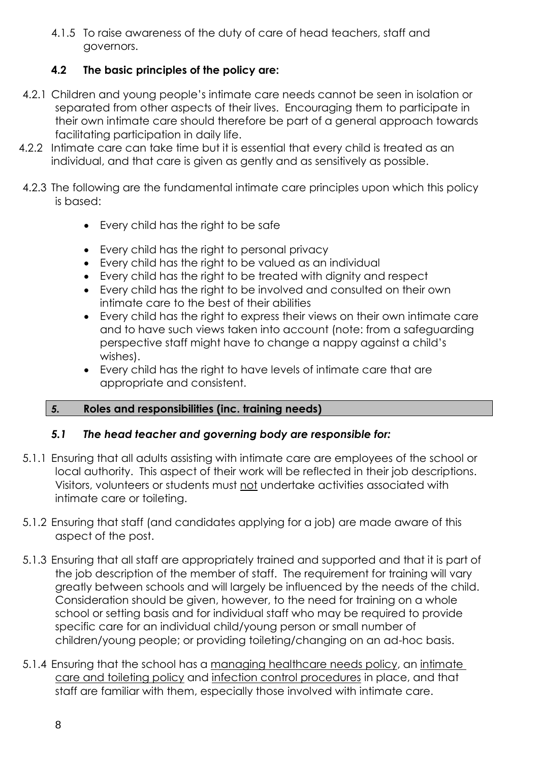4.1.5 To raise awareness of the duty of care of head teachers, staff and governors.

### 4.2 The basic principles of the policy are:

4.2.1 Children and young people's intimate care needs cannot be seen in isolation or separated from other aspects of their lives. Encouraging them to participate in their own intimate care should therefore be part of a general approach towards facilitating participation in daily life.

4.2.2 Intimate care can take time but it is essential that every child is treated as an individual, and that care is given as gently and as sensitively as possible.

4.2.3 The following are the fundamental intimate care principles upon which this policy is based:

- Every child has the right to be safe
- Every child has the right to personal privacy
- Every child has the right to be valued as an individual
- Every child has the right to be treated with dignity and respect
- Every child has the right to be involved and consulted on their own intimate care to the best of their abilities
- Every child has the right to express their views on their own intimate care and to have such views taken into account (note: from a safeguarding perspective staff might have to change a nappy against a child's wishes).
- Every child has the right to have levels of intimate care that are appropriate and consistent.

## *5.* Roles and responsibilities (inc. training needs)

### *5.1 The head teacher and governing body are responsible for:*

5.1.1 Ensuring that all adults assisting with intimate care are employees of the school or local authority. This aspect of their work will be reflected in their job descriptions. Visitors, volunteers or students must <u>not</u> undertake activities associated with intimate care or toileting.

5.1.2 Ensuring that staff (and candidates applying for a job) are made aware of this aspect of the post.

5.1.3 Ensuring that all staff are appropriately trained and supported and that it is part of the job description of the member of staff. The requirement for training will vary greatly between schools and will largely be influenced by the needs of the child. Consideration should be given, however, to the need for training on a whole school or setting basis and for individual staff who may be required to provide specific care for an individual child/young person or small number of children/young people; or providing toileting/changing on an ad-hoc basis.

5.1.4 Ensuring that the school has a <u>managing healthcare needs policy</u>, an <u>intimate care and toileting policy</u> and <u>infection control procedures</u> in place, and that staff are familiar with them, especially those involved with intimate care.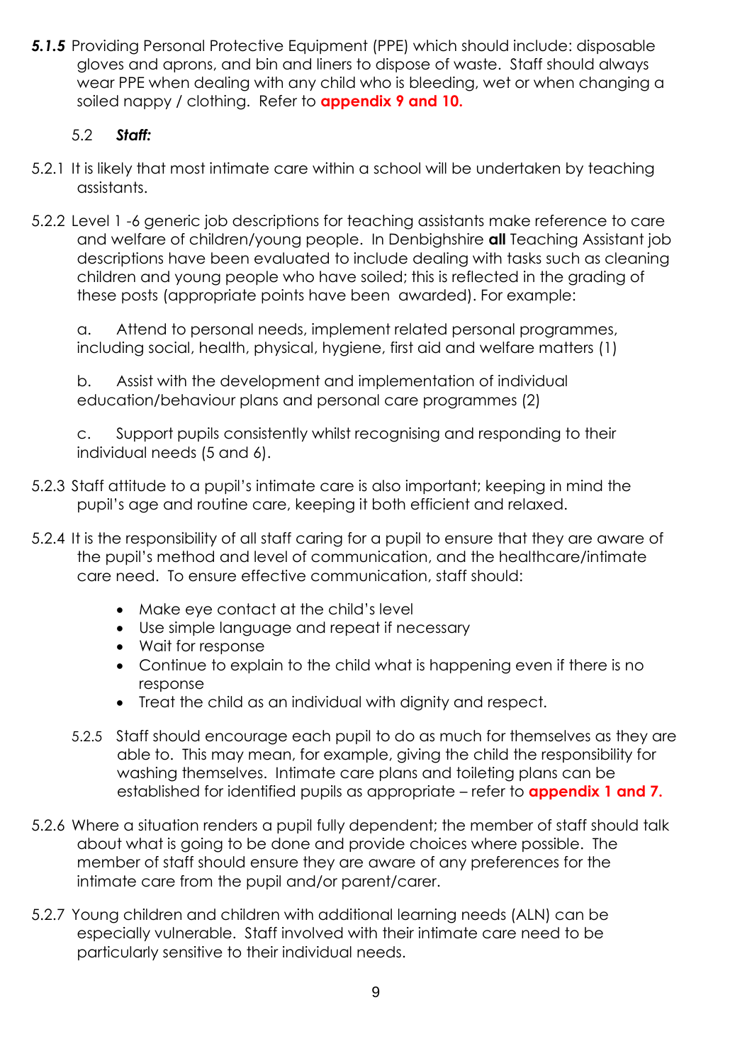***5.1.5*** Providing Personal Protective Equipment (PPE) which should include: disposable gloves and aprons, and bin and liners to dispose of waste. Staff should always wear PPE when dealing with any child who is bleeding, wet or when changing a soiled nappy / clothing. Refer to **appendix 9 and 10.**

5.2 ***Staff:***

5.2.1 It is likely that most intimate care within a school will be undertaken by teaching assistants.

5.2.2 Level 1 -6 generic job descriptions for teaching assistants make reference to care and welfare of children/young people. In Denbighshire **all** Teaching Assistant job descriptions have been evaluated to include dealing with tasks such as cleaning children and young people who have soiled; this is reflected in the grading of these posts (appropriate points have been awarded). For example:

a. Attend to personal needs, implement related personal programmes, including social, health, physical, hygiene, first aid and welfare matters (1)

b. Assist with the development and implementation of individual education/behaviour plans and personal care programmes (2)

c. Support pupils consistently whilst recognising and responding to their individual needs (5 and 6).

5.2.3 Staff attitude to a pupil's intimate care is also important; keeping in mind the pupil's age and routine care, keeping it both efficient and relaxed.

5.2.4 It is the responsibility of all staff caring for a pupil to ensure that they are aware of the pupil's method and level of communication, and the healthcare/intimate care need. To ensure effective communication, staff should:

- Make eye contact at the child's level
- Use simple language and repeat if necessary
- Wait for response
- Continue to explain to the child what is happening even if there is no response
- Treat the child as an individual with dignity and respect.

5.2.5 Staff should encourage each pupil to do as much for themselves as they are able to. This may mean, for example, giving the child the responsibility for washing themselves. Intimate care plans and toileting plans can be established for identified pupils as appropriate – refer to **appendix 1 and 7.**

5.2.6 Where a situation renders a pupil fully dependent; the member of staff should talk about what is going to be done and provide choices where possible. The member of staff should ensure they are aware of any preferences for the intimate care from the pupil and/or parent/carer.

5.2.7 Young children and children with additional learning needs (ALN) can be especially vulnerable. Staff involved with their intimate care need to be particularly sensitive to their individual needs.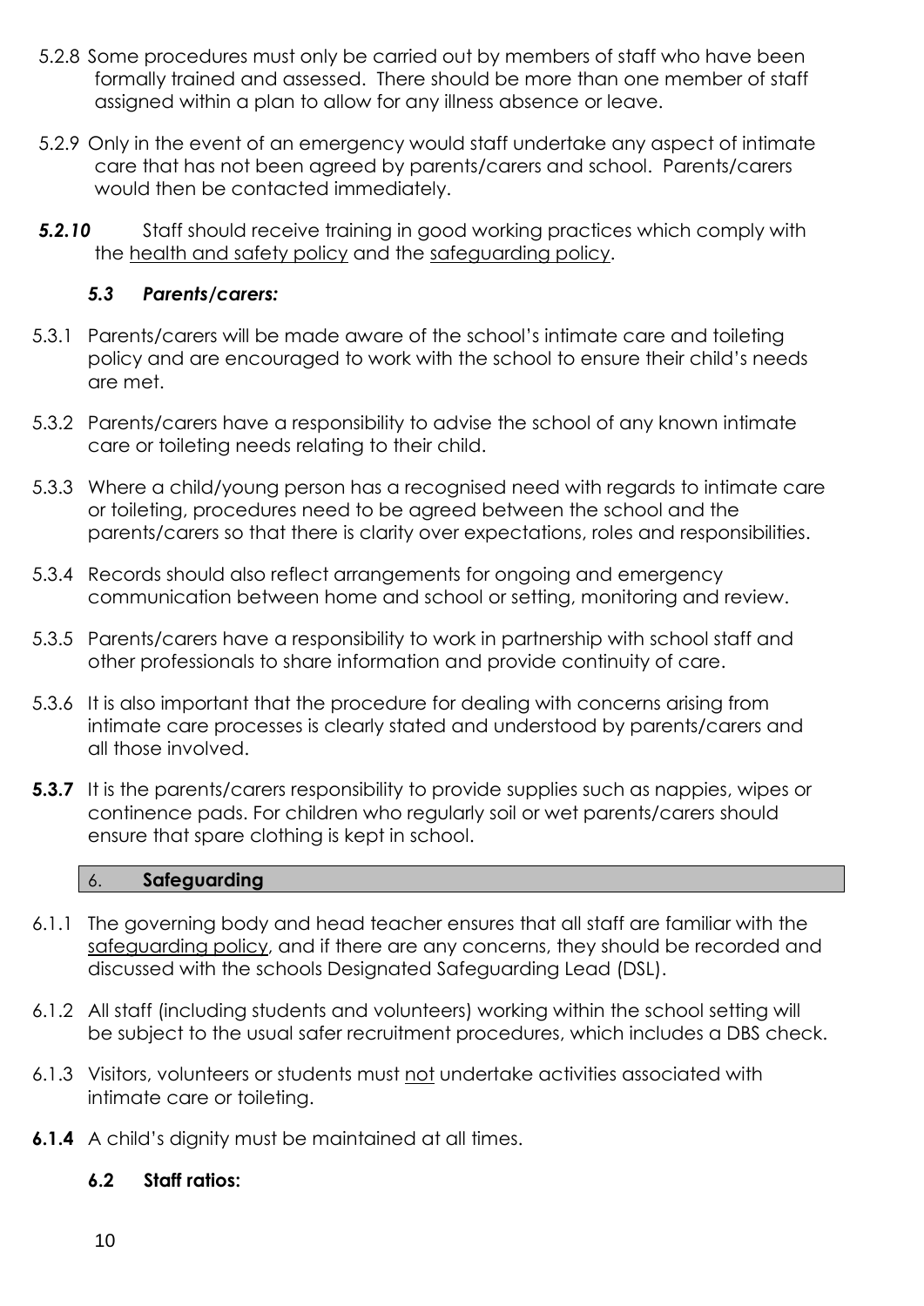5.2.8 Some procedures must only be carried out by members of staff who have been formally trained and assessed. There should be more than one member of staff assigned within a plan to allow for any illness absence or leave.

5.2.9 Only in the event of an emergency would staff undertake any aspect of intimate care that has not been agreed by parents/carers and school. Parents/carers would then be contacted immediately.

***5.2.10*** Staff should receive training in good working practices which comply with the health and safety policy and the safeguarding policy.

### *5.3 Parents/carers:*

5.3.1 Parents/carers will be made aware of the school's intimate care and toileting policy and are encouraged to work with the school to ensure their child's needs are met.

5.3.2 Parents/carers have a responsibility to advise the school of any known intimate care or toileting needs relating to their child.

5.3.3 Where a child/young person has a recognised need with regards to intimate care or toileting, procedures need to be agreed between the school and the parents/carers so that there is clarity over expectations, roles and responsibilities.

5.3.4 Records should also reflect arrangements for ongoing and emergency communication between home and school or setting, monitoring and review.

5.3.5 Parents/carers have a responsibility to work in partnership with school staff and other professionals to share information and provide continuity of care.

5.3.6 It is also important that the procedure for dealing with concerns arising from intimate care processes is clearly stated and understood by parents/carers and all those involved.

**5.3.7** It is the parents/carers responsibility to provide supplies such as nappies, wipes or continence pads. For children who regularly soil or wet parents/carers should ensure that spare clothing is kept in school.

## 6. **Safeguarding**

6.1.1 The governing body and head teacher ensures that all staff are familiar with the safeguarding policy, and if there are any concerns, they should be recorded and discussed with the schools Designated Safeguarding Lead (DSL).

6.1.2 All staff (including students and volunteers) working within the school setting will be subject to the usual safer recruitment procedures, which includes a DBS check.

6.1.3 Visitors, volunteers or students must not undertake activities associated with intimate care or toileting.

**6.1.4** A child's dignity must be maintained at all times.

### **6.2 Staff ratios:**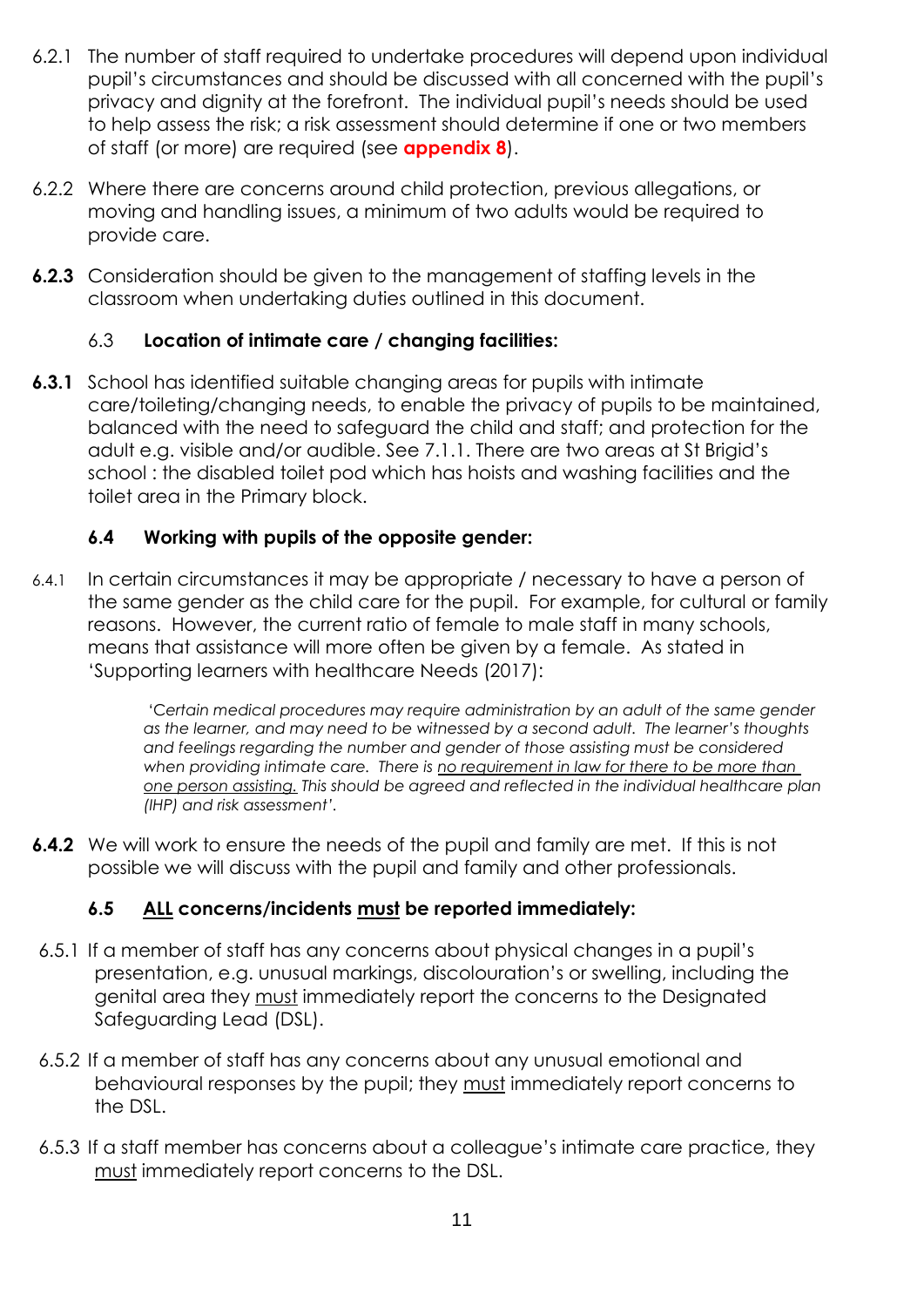6.2.1 The number of staff required to undertake procedures will depend upon individual pupil's circumstances and should be discussed with all concerned with the pupil's privacy and dignity at the forefront. The individual pupil's needs should be used to help assess the risk; a risk assessment should determine if one or two members of staff (or more) are required (see **appendix 8**).

6.2.2 Where there are concerns around child protection, previous allegations, or moving and handling issues, a minimum of two adults would be required to provide care.

**6.2.3** Consideration should be given to the management of staffing levels in the classroom when undertaking duties outlined in this document.

### 6.3 Location of intimate care / changing facilities:

**6.3.1** School has identified suitable changing areas for pupils with intimate care/toileting/changing needs, to enable the privacy of pupils to be maintained, balanced with the need to safeguard the child and staff; and protection for the adult e.g. visible and/or audible. See 7.1.1. There are two areas at St Brigid's school : the disabled toilet pod which has hoists and washing facilities and the toilet area in the Primary block.

### 6.4 Working with pupils of the opposite gender:

6.4.1 In certain circumstances it may be appropriate / necessary to have a person of the same gender as the child care for the pupil. For example, for cultural or family reasons. However, the current ratio of female to male staff in many schools, means that assistance will more often be given by a female. As stated in 'Supporting learners with healthcare Needs (2017):

> *'Certain medical procedures may require administration by an adult of the same gender as the learner, and may need to be witnessed by a second adult. The learner's thoughts and feelings regarding the number and gender of those assisting must be considered when providing intimate care. There is <u>no requirement in law for there to be more than one person assisting.</u> This should be agreed and reflected in the individual healthcare plan (IHP) and risk assessment'.*

**6.4.2** We will work to ensure the needs of the pupil and family are met. If this is not possible we will discuss with the pupil and family and other professionals.

### 6.5 <u>ALL</u> concerns/incidents <u>must</u> be reported immediately:

6.5.1 If a member of staff has any concerns about physical changes in a pupil's presentation, e.g. unusual markings, discolouration's or swelling, including the genital area they <u>must</u> immediately report the concerns to the Designated Safeguarding Lead (DSL).

6.5.2 If a member of staff has any concerns about any unusual emotional and behavioural responses by the pupil; they <u>must</u> immediately report concerns to the DSL.

6.5.3 If a staff member has concerns about a colleague's intimate care practice, they <u>must</u> immediately report concerns to the DSL.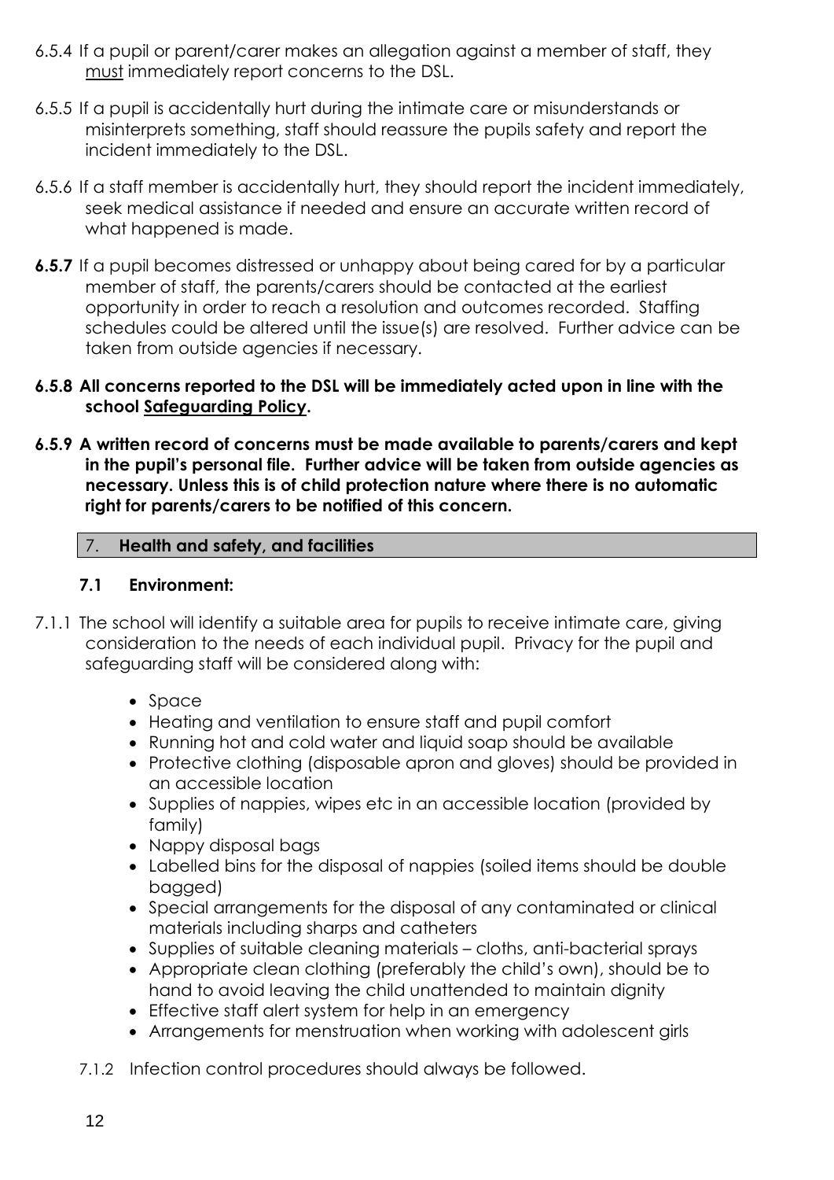6.5.4 If a pupil or parent/carer makes an allegation against a member of staff, they must immediately report concerns to the DSL.

6.5.5 If a pupil is accidentally hurt during the intimate care or misunderstands or misinterprets something, staff should reassure the pupils safety and report the incident immediately to the DSL.

6.5.6 If a staff member is accidentally hurt, they should report the incident immediately, seek medical assistance if needed and ensure an accurate written record of what happened is made.

**6.5.7** If a pupil becomes distressed or unhappy about being cared for by a particular member of staff, the parents/carers should be contacted at the earliest opportunity in order to reach a resolution and outcomes recorded. Staffing schedules could be altered until the issue(s) are resolved. Further advice can be taken from outside agencies if necessary.

**6.5.8 All concerns reported to the DSL will be immediately acted upon in line with the school Safeguarding Policy.**

**6.5.9 A written record of concerns must be made available to parents/carers and kept in the pupil's personal file. Further advice will be taken from outside agencies as necessary. Unless this is of child protection nature where there is no automatic right for parents/carers to be notified of this concern.**

## 7. Health and safety, and facilities

### 7.1 Environment:

7.1.1 The school will identify a suitable area for pupils to receive intimate care, giving consideration to the needs of each individual pupil. Privacy for the pupil and safeguarding staff will be considered along with:

- Space
- Heating and ventilation to ensure staff and pupil comfort
- Running hot and cold water and liquid soap should be available
- Protective clothing (disposable apron and gloves) should be provided in an accessible location
- Supplies of nappies, wipes etc in an accessible location (provided by family)
- Nappy disposal bags
- Labelled bins for the disposal of nappies (soiled items should be double bagged)
- Special arrangements for the disposal of any contaminated or clinical materials including sharps and catheters
- Supplies of suitable cleaning materials – cloths, anti-bacterial sprays
- Appropriate clean clothing (preferably the child's own), should be to hand to avoid leaving the child unattended to maintain dignity
- Effective staff alert system for help in an emergency
- Arrangements for menstruation when working with adolescent girls

7.1.2 Infection control procedures should always be followed.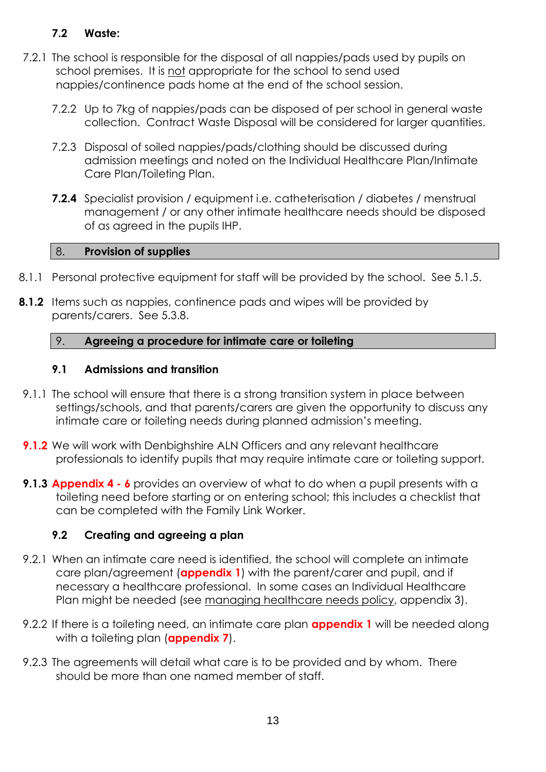### 7.2 Waste:

7.2.1 The school is responsible for the disposal of all nappies/pads used by pupils on school premises. It is not appropriate for the school to send used nappies/continence pads home at the end of the school session.

7.2.2 Up to 7kg of nappies/pads can be disposed of per school in general waste collection. Contract Waste Disposal will be considered for larger quantities.

7.2.3 Disposal of soiled nappies/pads/clothing should be discussed during admission meetings and noted on the Individual Healthcare Plan/Intimate Care Plan/Toileting Plan.

**7.2.4** Specialist provision / equipment i.e. catheterisation / diabetes / menstrual management / or any other intimate healthcare needs should be disposed of as agreed in the pupils IHP.

## 8. Provision of supplies

8.1.1 Personal protective equipment for staff will be provided by the school. See 5.1.5.

**8.1.2** Items such as nappies, continence pads and wipes will be provided by parents/carers. See 5.3.8.

## 9. Agreeing a procedure for intimate care or toileting

### 9.1 Admissions and transition

9.1.1 The school will ensure that there is a strong transition system in place between settings/schools, and that parents/carers are given the opportunity to discuss any intimate care or toileting needs during planned admission's meeting.

**9.1.2** We will work with Denbighshire ALN Officers and any relevant healthcare professionals to identify pupils that may require intimate care or toileting support.

**9.1.3** **Appendix 4 - 6** provides an overview of what to do when a pupil presents with a toileting need before starting or on entering school; this includes a checklist that can be completed with the Family Link Worker.

### 9.2 Creating and agreeing a plan

9.2.1 When an intimate care need is identified, the school will complete an intimate care plan/agreement (**appendix 1**) with the parent/carer and pupil, and if necessary a healthcare professional. In some cases an Individual Healthcare Plan might be needed (see managing healthcare needs policy, appendix 3).

9.2.2 If there is a toileting need, an intimate care plan **appendix 1** will be needed along with a toileting plan (**appendix 7**).

9.2.3 The agreements will detail what care is to be provided and by whom. There should be more than one named member of staff.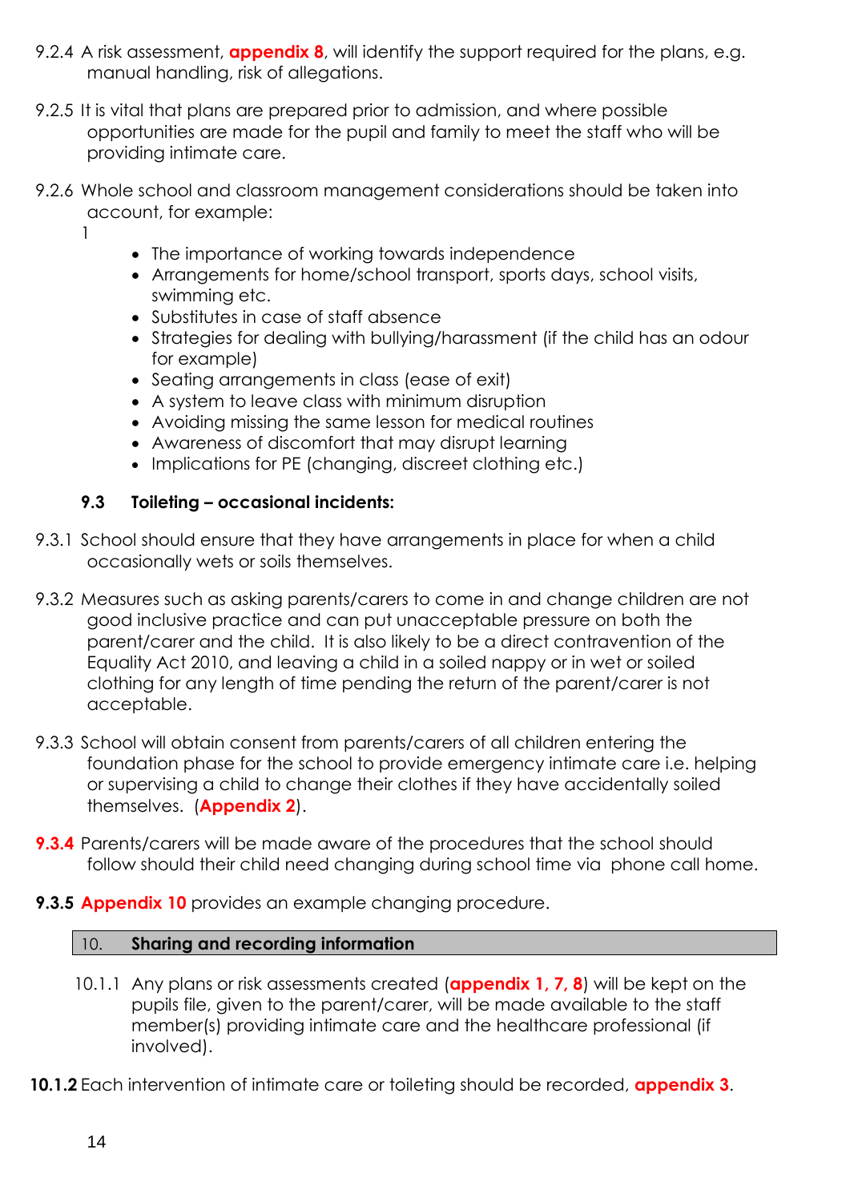9.2.4 A risk assessment, **appendix 8**, will identify the support required for the plans, e.g. manual handling, risk of allegations.

9.2.5 It is vital that plans are prepared prior to admission, and where possible opportunities are made for the pupil and family to meet the staff who will be providing intimate care.

9.2.6 Whole school and classroom management considerations should be taken into account, for example:

l

- The importance of working towards independence
- Arrangements for home/school transport, sports days, school visits, swimming etc.
- Substitutes in case of staff absence
- Strategies for dealing with bullying/harassment (if the child has an odour for example)
- Seating arrangements in class (ease of exit)
- A system to leave class with minimum disruption
- Avoiding missing the same lesson for medical routines
- Awareness of discomfort that may disrupt learning
- Implications for PE (changing, discreet clothing etc.)

### 9.3 Toileting – occasional incidents:

9.3.1 School should ensure that they have arrangements in place for when a child occasionally wets or soils themselves.

9.3.2 Measures such as asking parents/carers to come in and change children are not good inclusive practice and can put unacceptable pressure on both the parent/carer and the child. It is also likely to be a direct contravention of the Equality Act 2010, and leaving a child in a soiled nappy or in wet or soiled clothing for any length of time pending the return of the parent/carer is not acceptable.

9.3.3 School will obtain consent from parents/carers of all children entering the foundation phase for the school to provide emergency intimate care i.e. helping or supervising a child to change their clothes if they have accidentally soiled themselves. (**Appendix 2**).

**9.3.4** Parents/carers will be made aware of the procedures that the school should follow should their child need changing during school time via phone call home.

**9.3.5** **Appendix 10** provides an example changing procedure.

## 10. Sharing and recording information

10.1.1 Any plans or risk assessments created (**appendix 1, 7, 8**) will be kept on the pupils file, given to the parent/carer, will be made available to the staff member(s) providing intimate care and the healthcare professional (if involved).

**10.1.2** Each intervention of intimate care or toileting should be recorded, **appendix 3**.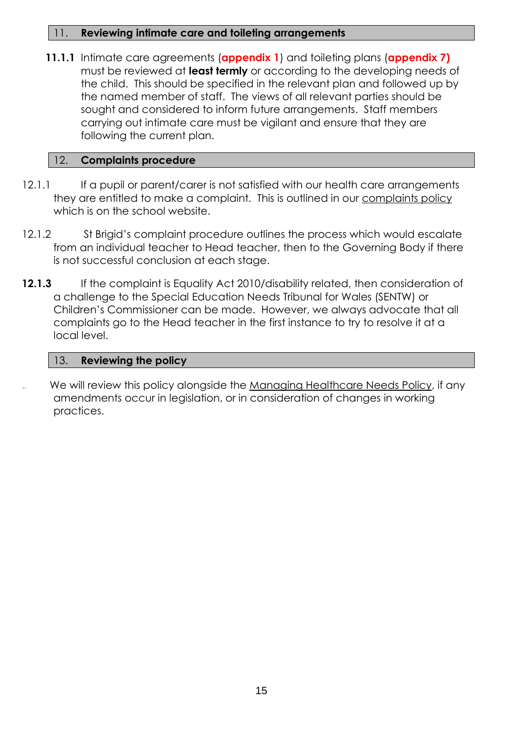## 11. Reviewing intimate care and toileting arrangements

**11.1.1** Intimate care agreements (**appendix 1**) and toileting plans (**appendix 7)** must be reviewed at **least termly** or according to the developing needs of the child. This should be specified in the relevant plan and followed up by the named member of staff. The views of all relevant parties should be sought and considered to inform future arrangements. Staff members carrying out intimate care must be vigilant and ensure that they are following the current plan.

## 12. Complaints procedure

12.1.1 If a pupil or parent/carer is not satisfied with our health care arrangements they are entitled to make a complaint. This is outlined in our complaints policy which is on the school website.

12.1.2 St Brigid's complaint procedure outlines the process which would escalate from an individual teacher to Head teacher, then to the Governing Body if there is not successful conclusion at each stage.

**12.1.3** If the complaint is Equality Act 2010/disability related, then consideration of a challenge to the Special Education Needs Tribunal for Wales (SENTW) or Children's Commissioner can be made. However, we always advocate that all complaints go to the Head teacher in the first instance to try to resolve it at a local level.

## 13. Reviewing the policy

We will review this policy alongside the Managing Healthcare Needs Policy, if any amendments occur in legislation, or in consideration of changes in working practices.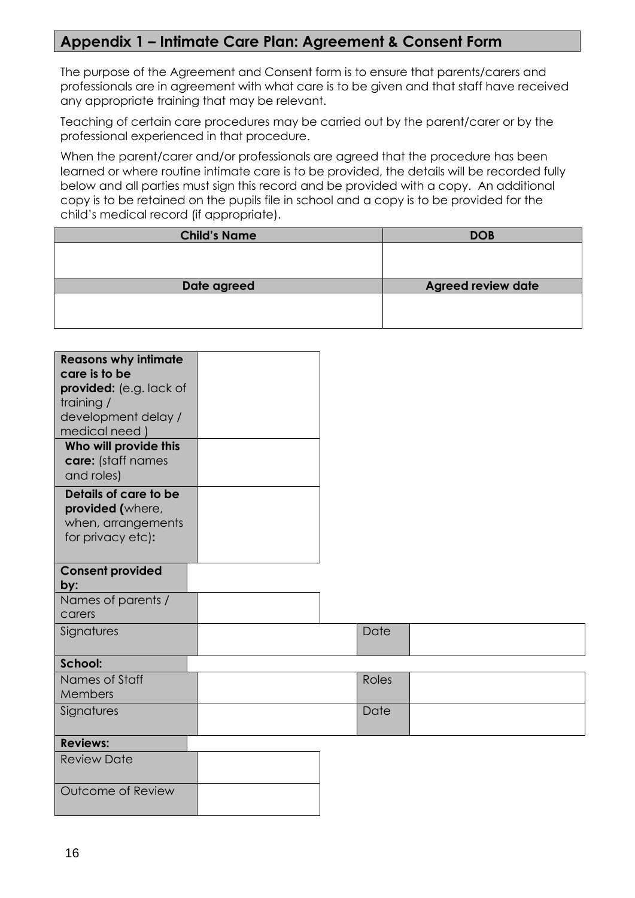## Appendix 1 – Intimate Care Plan: Agreement & Consent Form

The purpose of the Agreement and Consent form is to ensure that parents/carers and professionals are in agreement with what care is to be given and that staff have received any appropriate training that may be relevant.

Teaching of certain care procedures may be carried out by the parent/carer or by the professional experienced in that procedure.

When the parent/carer and/or professionals are agreed that the procedure has been learned or where routine intimate care is to be provided, the details will be recorded fully below and all parties must sign this record and be provided with a copy. An additional copy is to be retained on the pupils file in school and a copy is to be provided for the child's medical record (if appropriate).

| Child's Name | DOB |
|---|---|
| | |
| **Date agreed** | **Agreed review date** |
| | |

| | |
|---|---|
| **Reasons why intimate care is to be provided:** (e.g. lack of training / development delay / medical need ) | |
| **Who will provide this care:** (staff names and roles) | |
| **Details of care to be provided (**where, when, arrangements for privacy etc)**:** | |

| | | | |
|---|---|---|---|
| **Consent provided by:** | | | |
| Names of parents / carers | | | |
| Signatures | | Date | |
| **School:** | | | |
| Names of Staff Members | | Roles | |
| Signatures | | Date | |
| **Reviews:** | | | |
| Review Date | | | |
| Outcome of Review | | | |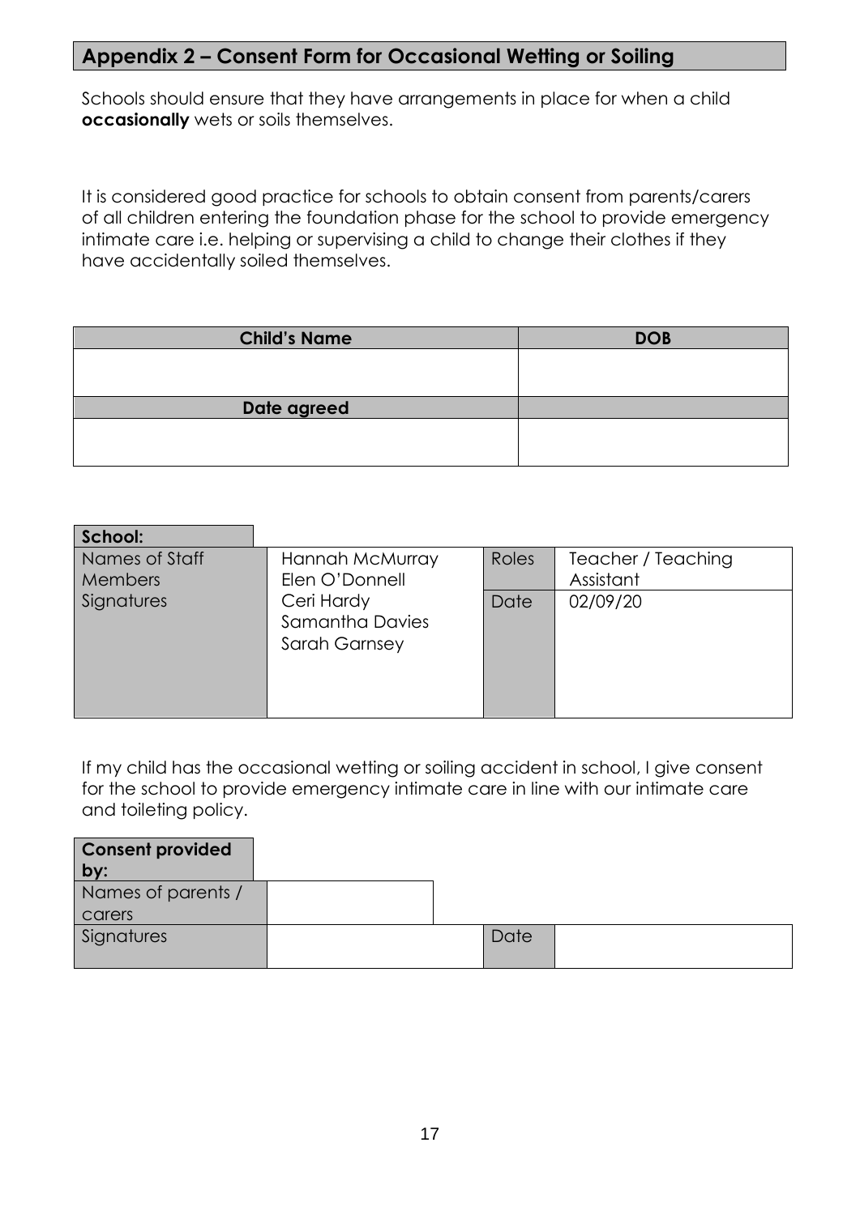## Appendix 2 – Consent Form for Occasional Wetting or Soiling

Schools should ensure that they have arrangements in place for when a child **occasionally** wets or soils themselves.

It is considered good practice for schools to obtain consent from parents/carers of all children entering the foundation phase for the school to provide emergency intimate care i.e. helping or supervising a child to change their clothes if they have accidentally soiled themselves.

| Child's Name | DOB |
|---|---|
| | |
| **Date agreed** | |
| | |

| School: | | | |
|---|---|---|---|
| Names of Staff Members | Hannah McMurray<br>Elen O'Donnell | Roles | Teacher / Teaching Assistant |
| Signatures | Ceri Hardy<br>Samantha Davies<br>Sarah Garnsey | Date | 02/09/20 |

If my child has the occasional wetting or soiling accident in school, I give consent for the school to provide emergency intimate care in line with our intimate care and toileting policy.

| Consent provided by: | | | |
|---|---|---|---|
| Names of parents / carers | | | |
| Signatures | | Date | |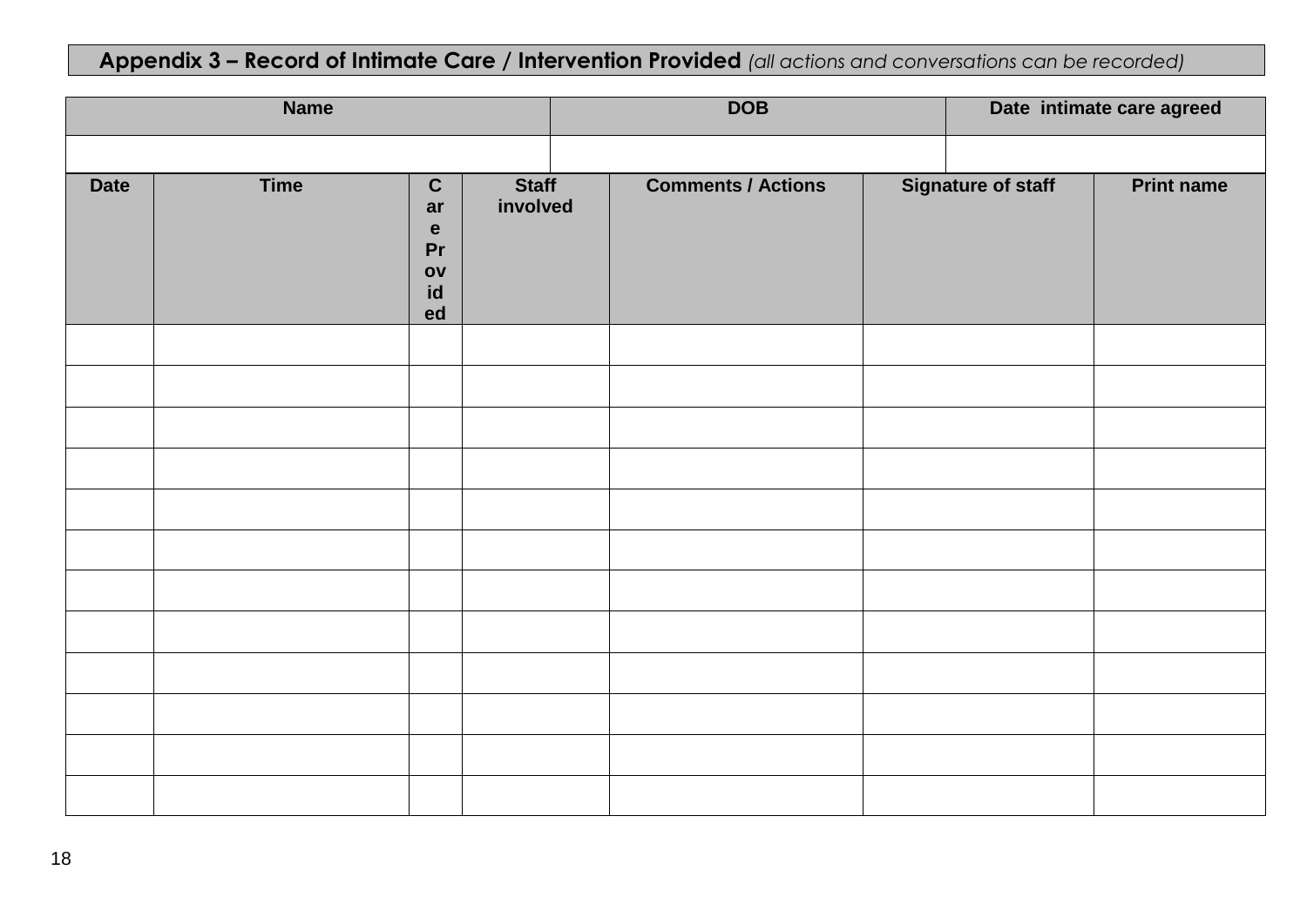## Appendix 3 – Record of Intimate Care / Intervention Provided *(all actions and conversations can be recorded)*

| Name | DOB | Date intimate care agreed |
|---|---|---|
| | | |

| Date | Time | Care Provided | Staff involved | Comments / Actions | Signature of staff | Print name |
|---|---|---|---|---|---|---|
| | | | | | | |
| | | | | | | |
| | | | | | | |
| | | | | | | |
| | | | | | | |
| | | | | | | |
| | | | | | | |
| | | | | | | |
| | | | | | | |
| | | | | | | |
| | | | | | | |
| | | | | | | |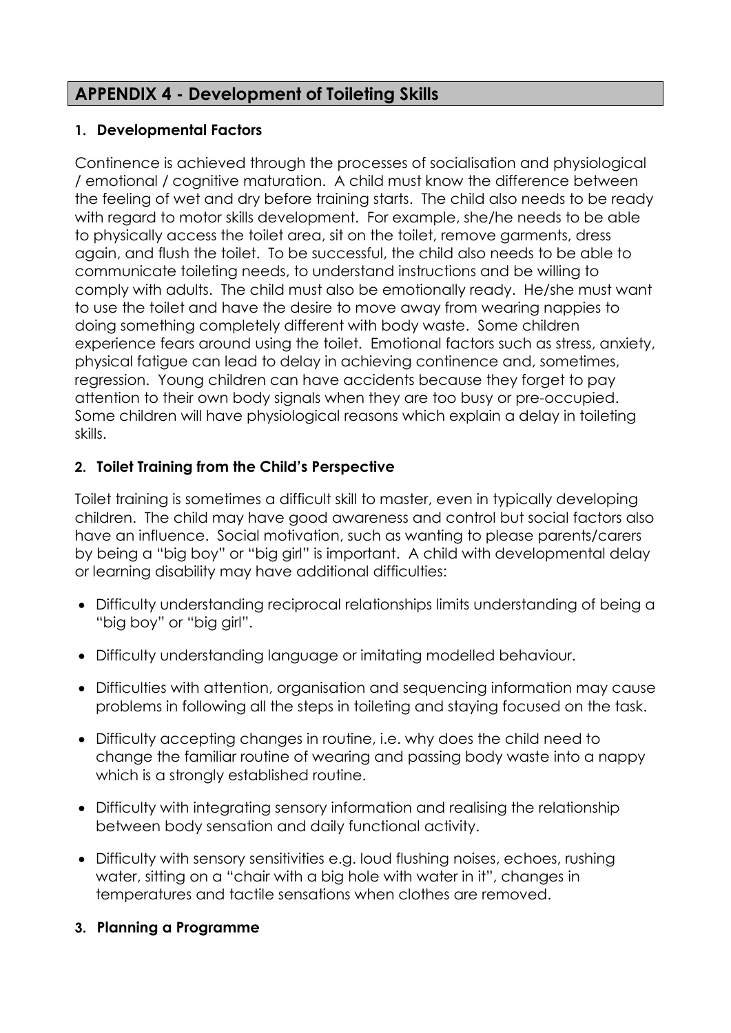## APPENDIX 4 - Development of Toileting Skills

### 1. Developmental Factors

Continence is achieved through the processes of socialisation and physiological / emotional / cognitive maturation. A child must know the difference between the feeling of wet and dry before training starts. The child also needs to be ready with regard to motor skills development. For example, she/he needs to be able to physically access the toilet area, sit on the toilet, remove garments, dress again, and flush the toilet. To be successful, the child also needs to be able to communicate toileting needs, to understand instructions and be willing to comply with adults. The child must also be emotionally ready. He/she must want to use the toilet and have the desire to move away from wearing nappies to doing something completely different with body waste. Some children experience fears around using the toilet. Emotional factors such as stress, anxiety, physical fatigue can lead to delay in achieving continence and, sometimes, regression. Young children can have accidents because they forget to pay attention to their own body signals when they are too busy or pre-occupied. Some children will have physiological reasons which explain a delay in toileting skills.

### 2. Toilet Training from the Child's Perspective

Toilet training is sometimes a difficult skill to master, even in typically developing children. The child may have good awareness and control but social factors also have an influence. Social motivation, such as wanting to please parents/carers by being a "big boy" or "big girl" is important. A child with developmental delay or learning disability may have additional difficulties:

- Difficulty understanding reciprocal relationships limits understanding of being a "big boy" or "big girl".
- Difficulty understanding language or imitating modelled behaviour.
- Difficulties with attention, organisation and sequencing information may cause problems in following all the steps in toileting and staying focused on the task.
- Difficulty accepting changes in routine, i.e. why does the child need to change the familiar routine of wearing and passing body waste into a nappy which is a strongly established routine.
- Difficulty with integrating sensory information and realising the relationship between body sensation and daily functional activity.
- Difficulty with sensory sensitivities e.g. loud flushing noises, echoes, rushing water, sitting on a "chair with a big hole with water in it", changes in temperatures and tactile sensations when clothes are removed.

### 3. Planning a Programme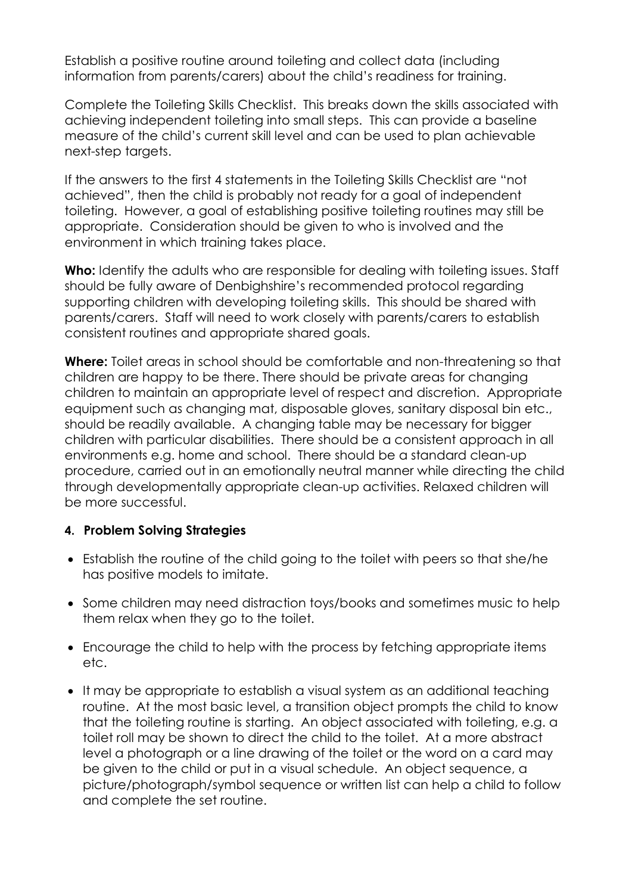Establish a positive routine around toileting and collect data (including information from parents/carers) about the child's readiness for training.

Complete the Toileting Skills Checklist. This breaks down the skills associated with achieving independent toileting into small steps. This can provide a baseline measure of the child's current skill level and can be used to plan achievable next-step targets.

If the answers to the first 4 statements in the Toileting Skills Checklist are "not achieved", then the child is probably not ready for a goal of independent toileting. However, a goal of establishing positive toileting routines may still be appropriate. Consideration should be given to who is involved and the environment in which training takes place.

**Who:** Identify the adults who are responsible for dealing with toileting issues. Staff should be fully aware of Denbighshire's recommended protocol regarding supporting children with developing toileting skills. This should be shared with parents/carers. Staff will need to work closely with parents/carers to establish consistent routines and appropriate shared goals.

**Where:** Toilet areas in school should be comfortable and non-threatening so that children are happy to be there. There should be private areas for changing children to maintain an appropriate level of respect and discretion. Appropriate equipment such as changing mat, disposable gloves, sanitary disposal bin etc., should be readily available. A changing table may be necessary for bigger children with particular disabilities. There should be a consistent approach in all environments e.g. home and school. There should be a standard clean-up procedure, carried out in an emotionally neutral manner while directing the child through developmentally appropriate clean-up activities. Relaxed children will be more successful.

#### 4. Problem Solving Strategies

- Establish the routine of the child going to the toilet with peers so that she/he has positive models to imitate.
- Some children may need distraction toys/books and sometimes music to help them relax when they go to the toilet.
- Encourage the child to help with the process by fetching appropriate items etc.
- It may be appropriate to establish a visual system as an additional teaching routine. At the most basic level, a transition object prompts the child to know that the toileting routine is starting. An object associated with toileting, e.g. a toilet roll may be shown to direct the child to the toilet. At a more abstract level a photograph or a line drawing of the toilet or the word on a card may be given to the child or put in a visual schedule. An object sequence, a picture/photograph/symbol sequence or written list can help a child to follow and complete the set routine.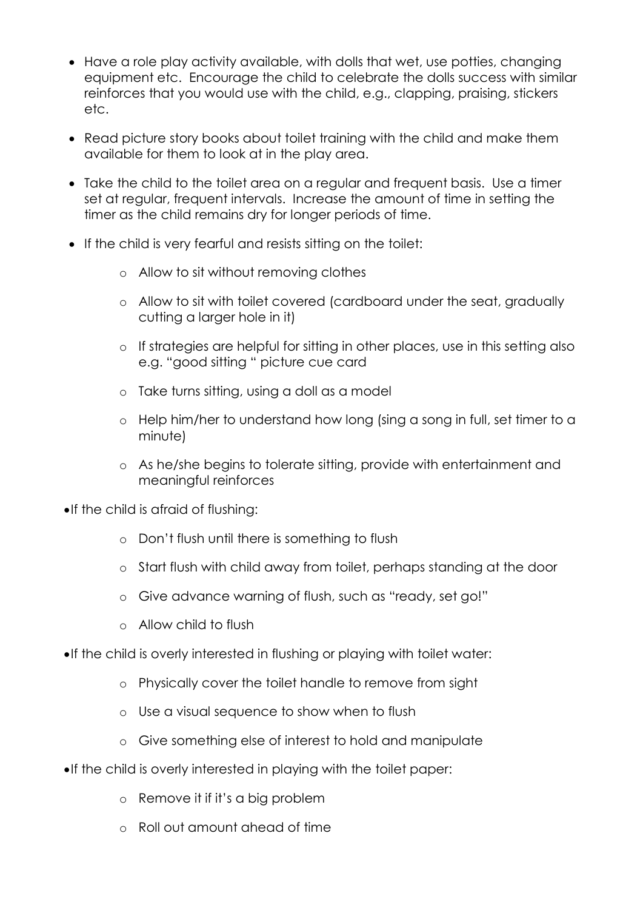- Have a role play activity available, with dolls that wet, use potties, changing equipment etc. Encourage the child to celebrate the dolls success with similar reinforces that you would use with the child, e.g., clapping, praising, stickers etc.

- Read picture story books about toilet training with the child and make them available for them to look at in the play area.

- Take the child to the toilet area on a regular and frequent basis. Use a timer set at regular, frequent intervals. Increase the amount of time in setting the timer as the child remains dry for longer periods of time.

- If the child is very fearful and resists sitting on the toilet:

    - Allow to sit without removing clothes

    - Allow to sit with toilet covered (cardboard under the seat, gradually cutting a larger hole in it)

    - If strategies are helpful for sitting in other places, use in this setting also e.g. "good sitting " picture cue card

    - Take turns sitting, using a doll as a model

    - Help him/her to understand how long (sing a song in full, set timer to a minute)

    - As he/she begins to tolerate sitting, provide with entertainment and meaningful reinforces

- If the child is afraid of flushing:

    - Don't flush until there is something to flush

    - Start flush with child away from toilet, perhaps standing at the door

    - Give advance warning of flush, such as "ready, set go!"

    - Allow child to flush

- If the child is overly interested in flushing or playing with toilet water:

    - Physically cover the toilet handle to remove from sight

    - Use a visual sequence to show when to flush

    - Give something else of interest to hold and manipulate

- If the child is overly interested in playing with the toilet paper:

    - Remove it if it's a big problem

    - Roll out amount ahead of time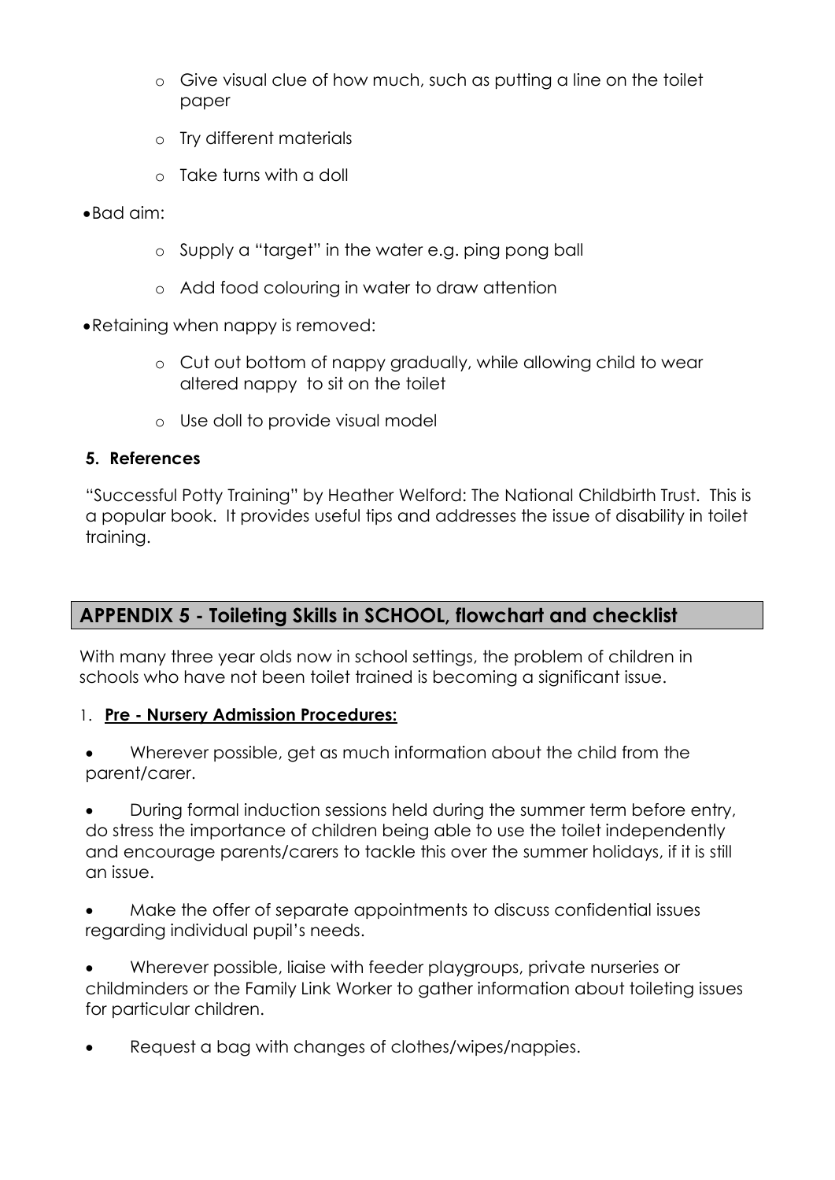- Give visual clue of how much, such as putting a line on the toilet paper
    - Try different materials
    - Take turns with a doll
- Bad aim:
    - Supply a "target" in the water e.g. ping pong ball
    - Add food colouring in water to draw attention
- Retaining when nappy is removed:
    - Cut out bottom of nappy gradually, while allowing child to wear altered nappy to sit on the toilet
    - Use doll to provide visual model

### 5. References

"Successful Potty Training" by Heather Welford: The National Childbirth Trust. This is a popular book. It provides useful tips and addresses the issue of disability in toilet training.

## APPENDIX 5 - Toileting Skills in SCHOOL, flowchart and checklist

With many three year olds now in school settings, the problem of children in schools who have not been toilet trained is becoming a significant issue.

### 1. Pre - Nursery Admission Procedures:

- Wherever possible, get as much information about the child from the parent/carer.
- During formal induction sessions held during the summer term before entry, do stress the importance of children being able to use the toilet independently and encourage parents/carers to tackle this over the summer holidays, if it is still an issue.
- Make the offer of separate appointments to discuss confidential issues regarding individual pupil's needs.
- Wherever possible, liaise with feeder playgroups, private nurseries or childminders or the Family Link Worker to gather information about toileting issues for particular children.
- Request a bag with changes of clothes/wipes/nappies.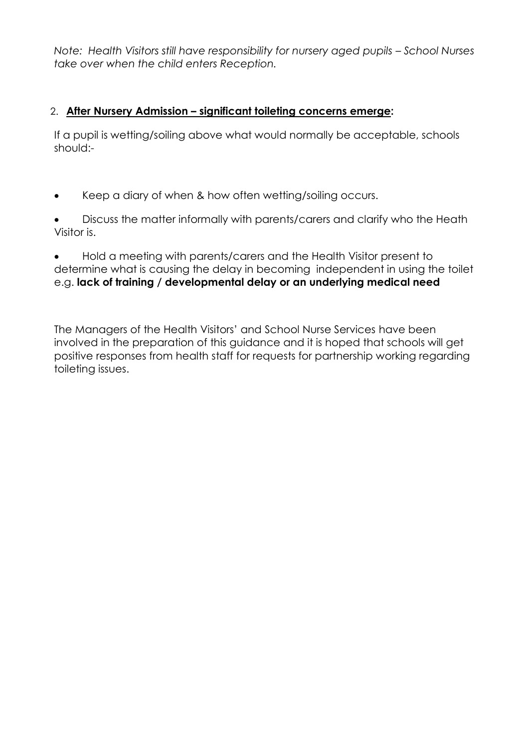*Note: Health Visitors still have responsibility for nursery aged pupils – School Nurses take over when the child enters Reception.*

2. **<u>After Nursery Admission – significant toileting concerns emerge</u>:**

If a pupil is wetting/soiling above what would normally be acceptable, schools should:-

- Keep a diary of when & how often wetting/soiling occurs.
- Discuss the matter informally with parents/carers and clarify who the Heath Visitor is.
- Hold a meeting with parents/carers and the Health Visitor present to determine what is causing the delay in becoming independent in using the toilet e.g. **lack of training / developmental delay or an underlying medical need**

The Managers of the Health Visitors' and School Nurse Services have been involved in the preparation of this guidance and it is hoped that schools will get positive responses from health staff for requests for partnership working regarding toileting issues.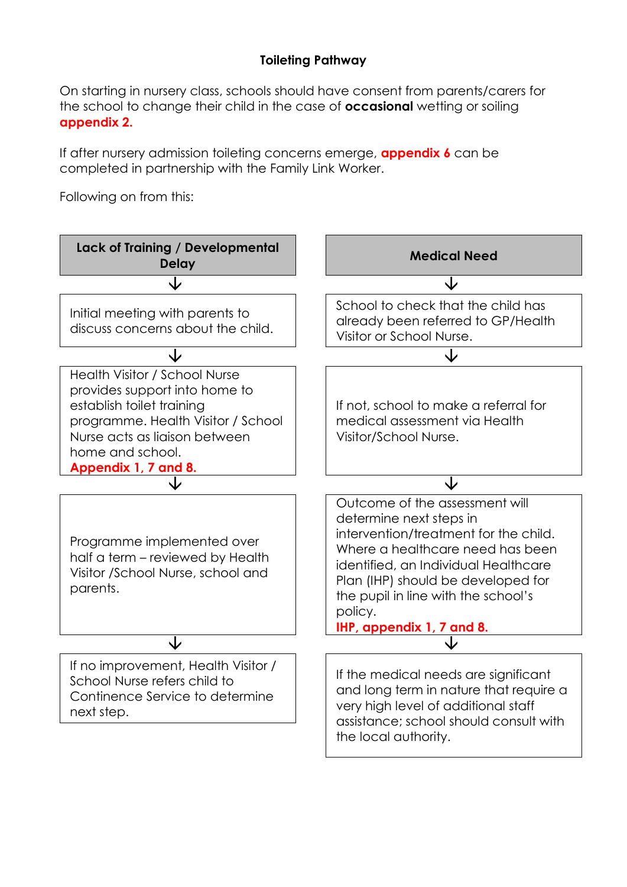# Toileting Pathway

On starting in nursery class, schools should have consent from parents/carers for the school to change their child in the case of **occasional** wetting or soiling **appendix 2.**

If after nursery admission toileting concerns emerge, **appendix 6** can be completed in partnership with the Family Link Worker.

Following on from this:

## Lack of Training / Developmental Delay

↓

Initial meeting with parents to discuss concerns about the child.

↓

Health Visitor / School Nurse provides support into home to establish toilet training programme. Health Visitor / School Nurse acts as liaison between home and school.
**Appendix 1, 7 and 8.**

↓

Programme implemented over half a term – reviewed by Health Visitor /School Nurse, school and parents.

↓

If no improvement, Health Visitor / School Nurse refers child to Continence Service to determine next step.

## Medical Need

↓

School to check that the child has already been referred to GP/Health Visitor or School Nurse.

↓

If not, school to make a referral for medical assessment via Health Visitor/School Nurse.

↓

Outcome of the assessment will determine next steps in intervention/treatment for the child. Where a healthcare need has been identified, an Individual Healthcare Plan (IHP) should be developed for the pupil in line with the school's policy.
**IHP, appendix 1, 7 and 8.**

↓

If the medical needs are significant and long term in nature that require a very high level of additional staff assistance; school should consult with the local authority.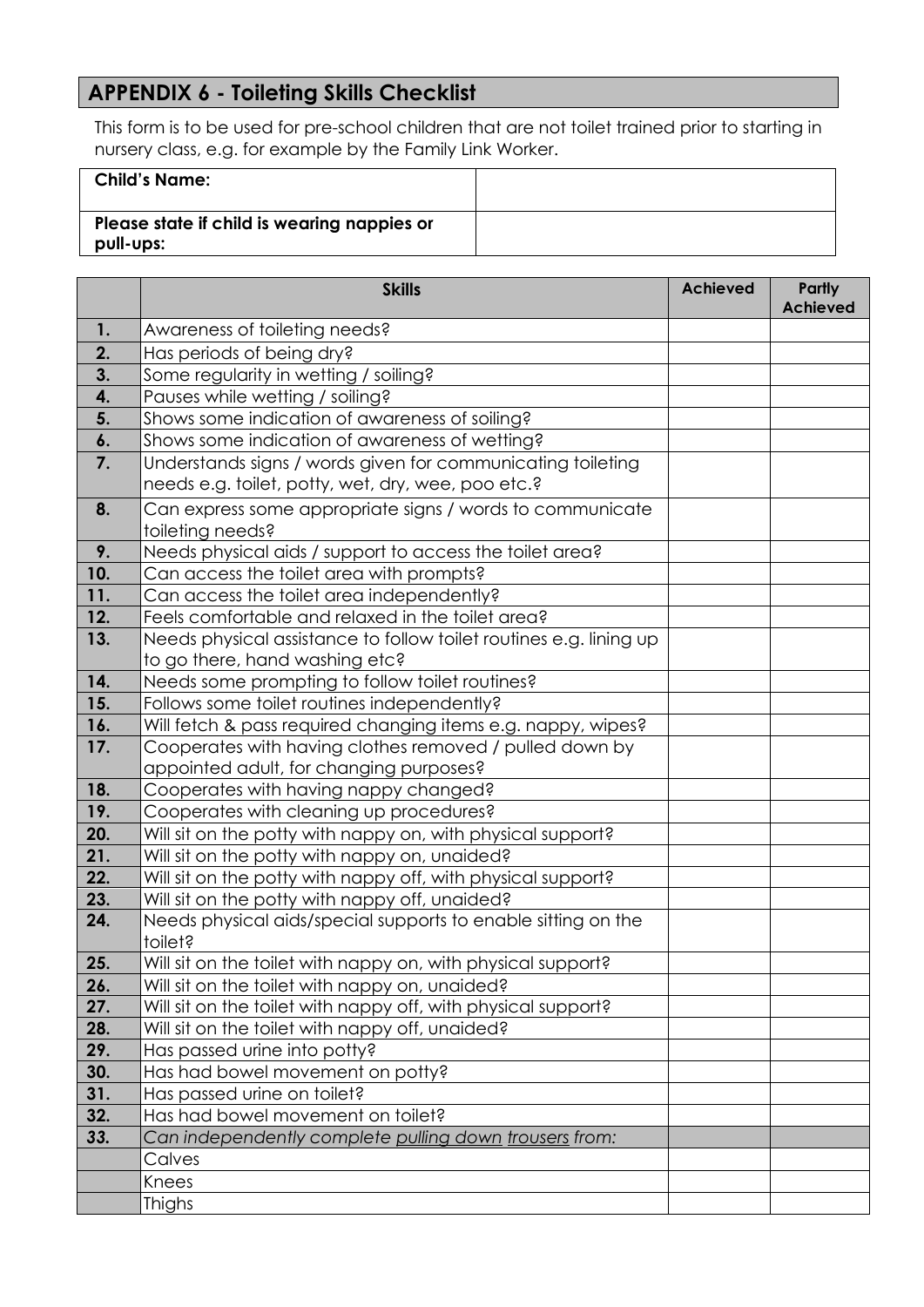## APPENDIX 6 - Toileting Skills Checklist

This form is to be used for pre-school children that are not toilet trained prior to starting in nursery class, e.g. for example by the Family Link Worker.

| **Child's Name:** | |
|---|---|
| **Please state if child is wearing nappies or pull-ups:** | |

| | **Skills** | **Achieved** | **Partly Achieved** |
|---|---|---|---|
| **1.** | Awareness of toileting needs? | | |
| **2.** | Has periods of being dry? | | |
| **3.** | Some regularity in wetting / soiling? | | |
| **4.** | Pauses while wetting / soiling? | | |
| **5.** | Shows some indication of awareness of soiling? | | |
| **6.** | Shows some indication of awareness of wetting? | | |
| **7.** | Understands signs / words given for communicating toileting needs e.g. toilet, potty, wet, dry, wee, poo etc.? | | |
| **8.** | Can express some appropriate signs / words to communicate toileting needs? | | |
| **9.** | Needs physical aids / support to access the toilet area? | | |
| **10.** | Can access the toilet area with prompts? | | |
| **11.** | Can access the toilet area independently? | | |
| **12.** | Feels comfortable and relaxed in the toilet area? | | |
| **13.** | Needs physical assistance to follow toilet routines e.g. lining up to go there, hand washing etc? | | |
| **14.** | Needs some prompting to follow toilet routines? | | |
| **15.** | Follows some toilet routines independently? | | |
| **16.** | Will fetch & pass required changing items e.g. nappy, wipes? | | |
| **17.** | Cooperates with having clothes removed / pulled down by appointed adult, for changing purposes? | | |
| **18.** | Cooperates with having nappy changed? | | |
| **19.** | Cooperates with cleaning up procedures? | | |
| **20.** | Will sit on the potty with nappy on, with physical support? | | |
| **21.** | Will sit on the potty with nappy on, unaided? | | |
| **22.** | Will sit on the potty with nappy off, with physical support? | | |
| **23.** | Will sit on the potty with nappy off, unaided? | | |
| **24.** | Needs physical aids/special supports to enable sitting on the toilet? | | |
| **25.** | Will sit on the toilet with nappy on, with physical support? | | |
| **26.** | Will sit on the toilet with nappy on, unaided? | | |
| **27.** | Will sit on the toilet with nappy off, with physical support? | | |
| **28.** | Will sit on the toilet with nappy off, unaided? | | |
| **29.** | Has passed urine into potty? | | |
| **30.** | Has had bowel movement on potty? | | |
| **31.** | Has passed urine on toilet? | | |
| **32.** | Has had bowel movement on toilet? | | |
| **33.** | *Can independently complete pulling down trousers from:* | | |
| | Calves | | |
| | Knees | | |
| | Thighs | | |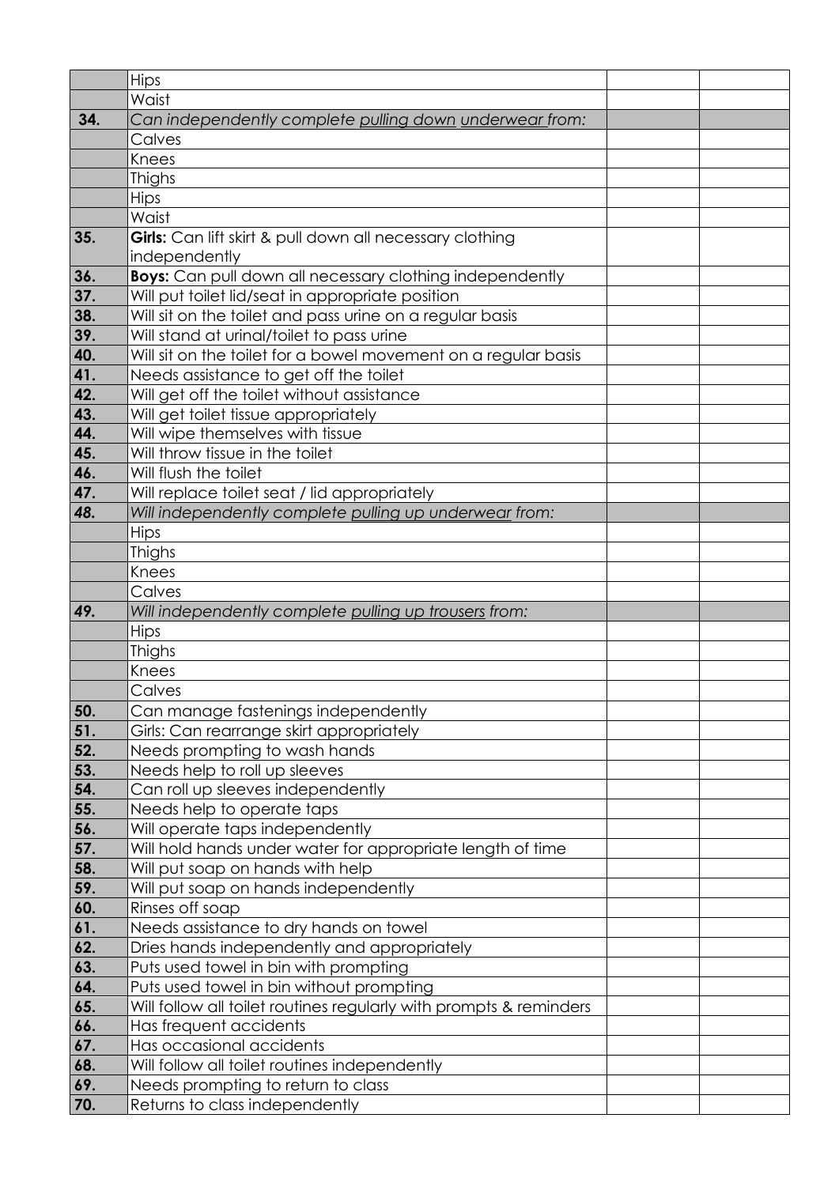| | | | |
|---|---|---|---|
| | Hips | | |
| | Waist | | |
| **34.** | *Can independently complete pulling down underwear from:* | | |
| | Calves | | |
| | Knees | | |
| | Thighs | | |
| | Hips | | |
| | Waist | | |
| **35.** | **Girls:** Can lift skirt & pull down all necessary clothing independently | | |
| **36.** | **Boys:** Can pull down all necessary clothing independently | | |
| **37.** | Will put toilet lid/seat in appropriate position | | |
| **38.** | Will sit on the toilet and pass urine on a regular basis | | |
| **39.** | Will stand at urinal/toilet to pass urine | | |
| **40.** | Will sit on the toilet for a bowel movement on a regular basis | | |
| **41.** | Needs assistance to get off the toilet | | |
| **42.** | Will get off the toilet without assistance | | |
| **43.** | Will get toilet tissue appropriately | | |
| **44.** | Will wipe themselves with tissue | | |
| **45.** | Will throw tissue in the toilet | | |
| **46.** | Will flush the toilet | | |
| **47.** | Will replace toilet seat / lid appropriately | | |
| **48.** | *Will independently complete pulling up underwear from:* | | |
| | Hips | | |
| | Thighs | | |
| | Knees | | |
| | Calves | | |
| **49.** | *Will independently complete pulling up trousers from:* | | |
| | Hips | | |
| | Thighs | | |
| | Knees | | |
| | Calves | | |
| **50.** | Can manage fastenings independently | | |
| **51.** | Girls: Can rearrange skirt appropriately | | |
| **52.** | Needs prompting to wash hands | | |
| **53.** | Needs help to roll up sleeves | | |
| **54.** | Can roll up sleeves independently | | |
| **55.** | Needs help to operate taps | | |
| **56.** | Will operate taps independently | | |
| **57.** | Will hold hands under water for appropriate length of time | | |
| **58.** | Will put soap on hands with help | | |
| **59.** | Will put soap on hands independently | | |
| **60.** | Rinses off soap | | |
| **61.** | Needs assistance to dry hands on towel | | |
| **62.** | Dries hands independently and appropriately | | |
| **63.** | Puts used towel in bin with prompting | | |
| **64.** | Puts used towel in bin without prompting | | |
| **65.** | Will follow all toilet routines regularly with prompts & reminders | | |
| **66.** | Has frequent accidents | | |
| **67.** | Has occasional accidents | | |
| **68.** | Will follow all toilet routines independently | | |
| **69.** | Needs prompting to return to class | | |
| **70.** | Returns to class independently | | |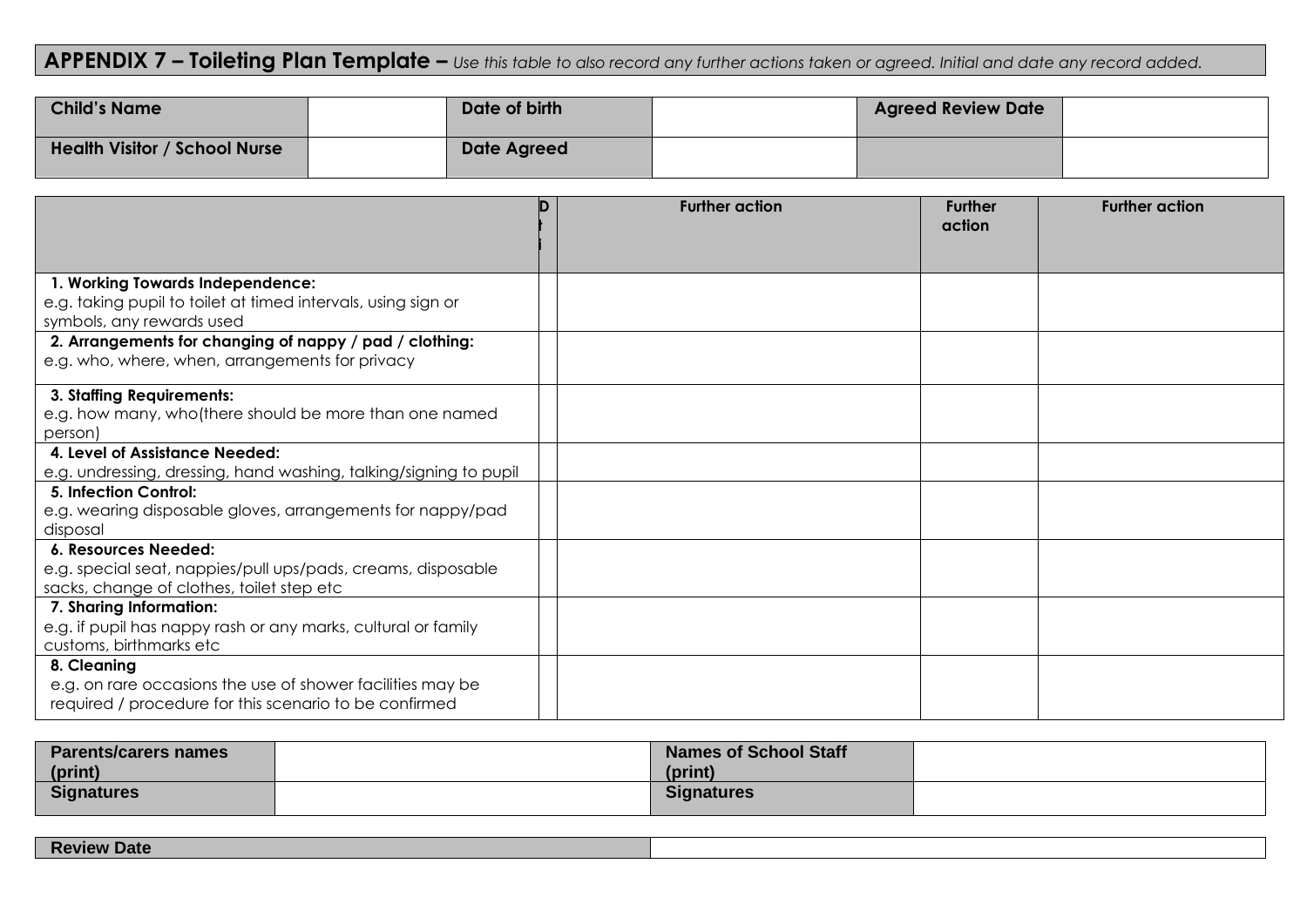## APPENDIX 7 – Toileting Plan Template – *Use this table to also record any further actions taken or agreed. Initial and date any record added.*

| Child's Name | | Date of birth | | Agreed Review Date | |
|---|---|---|---|---|---|
| Health Visitor / School Nurse | | Date Agreed | | | |

| | D t i | Further action | Further action | Further action |
|---|---|---|---|---|
| **1. Working Towards Independence:** e.g. taking pupil to toilet at timed intervals, using sign or symbols, any rewards used | | | | |
| **2. Arrangements for changing of nappy / pad / clothing:** e.g. who, where, when, arrangements for privacy | | | | |
| **3. Staffing Requirements:** e.g. how many, who(there should be more than one named person) | | | | |
| **4. Level of Assistance Needed:** e.g. undressing, dressing, hand washing, talking/signing to pupil | | | | |
| **5. Infection Control:** e.g. wearing disposable gloves, arrangements for nappy/pad disposal | | | | |
| **6. Resources Needed:** e.g. special seat, nappies/pull ups/pads, creams, disposable sacks, change of clothes, toilet step etc | | | | |
| **7. Sharing Information:** e.g. if pupil has nappy rash or any marks, cultural or family customs, birthmarks etc | | | | |
| **8. Cleaning** e.g. on rare occasions the use of shower facilities may be required / procedure for this scenario to be confirmed | | | | |

| Parents/carers names (print) | | Names of School Staff (print) | |
|---|---|---|---|
| Signatures | | Signatures | |

| Review Date | |
|---|---|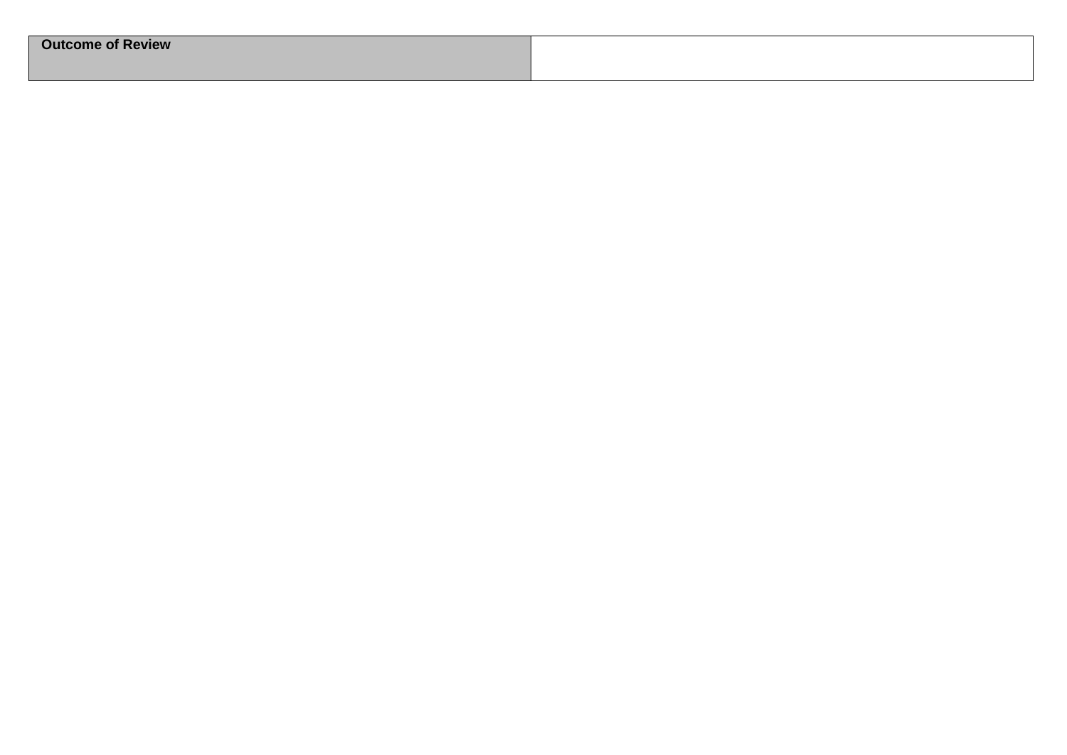| **Outcome of Review** | |
| --- | --- |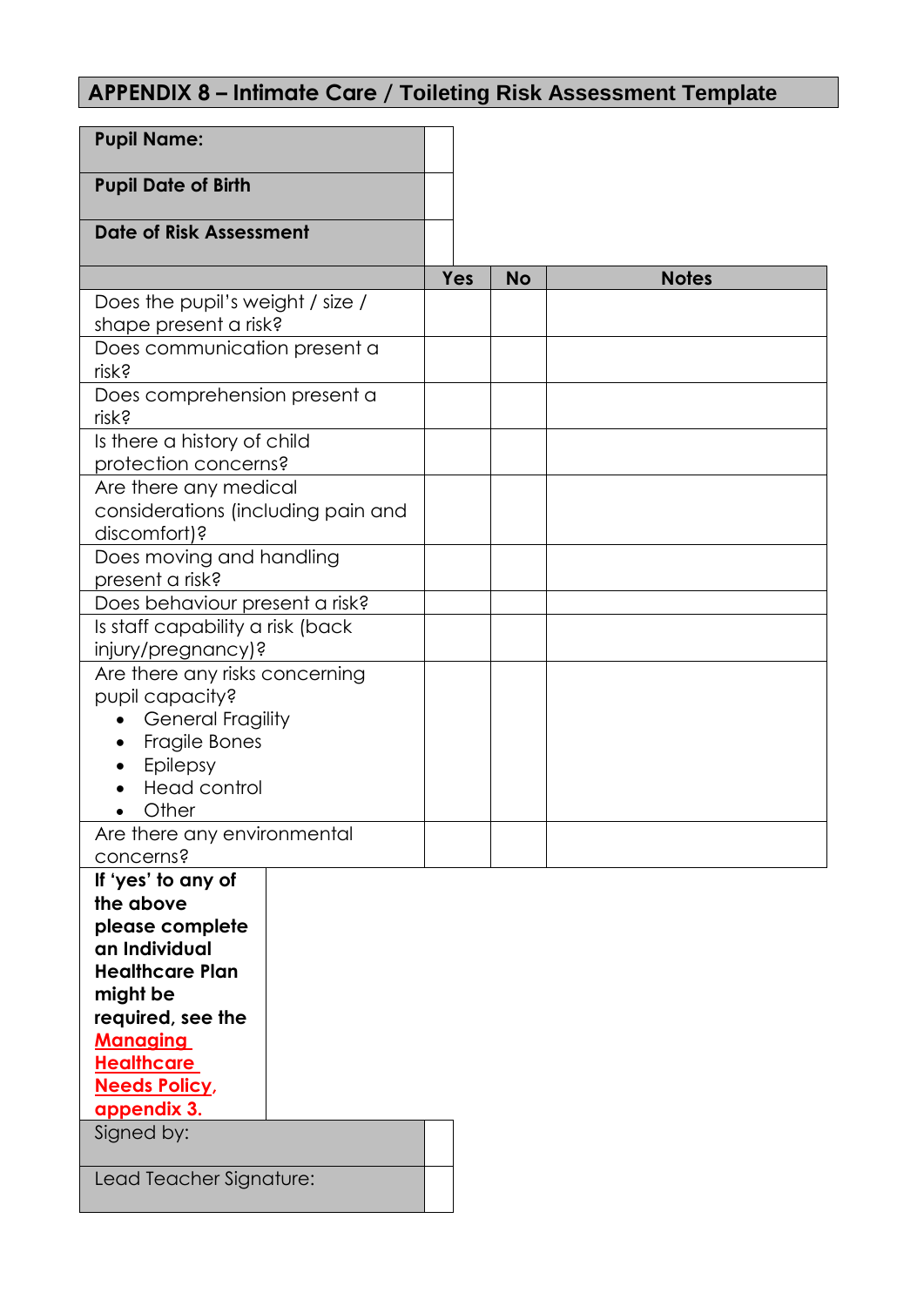## APPENDIX 8 – Intimate Care / Toileting Risk Assessment Template

| | |
|---|---|
| **Pupil Name:** | |
| **Pupil Date of Birth** | |
| **Date of Risk Assessment** | |

| | Yes | No | Notes |
|---|---|---|---|
| Does the pupil's weight / size / shape present a risk? | | | |
| Does communication present a risk? | | | |
| Does comprehension present a risk? | | | |
| Is there a history of child protection concerns? | | | |
| Are there any medical considerations (including pain and discomfort)? | | | |
| Does moving and handling present a risk? | | | |
| Does behaviour present a risk? | | | |
| Is staff capability a risk (back injury/pregnancy)? | | | |
| Are there any risks concerning pupil capacity?<br>• General Fragility<br>• Fragile Bones<br>• Epilepsy<br>• Head control<br>• Other | | | |
| Are there any environmental concerns? | | | |

**If 'yes' to any of the above please complete an Individual Healthcare Plan might be required, see the Managing Healthcare Needs Policy, appendix 3.**

| | |
|---|---|
| Signed by: | |
| Lead Teacher Signature: | |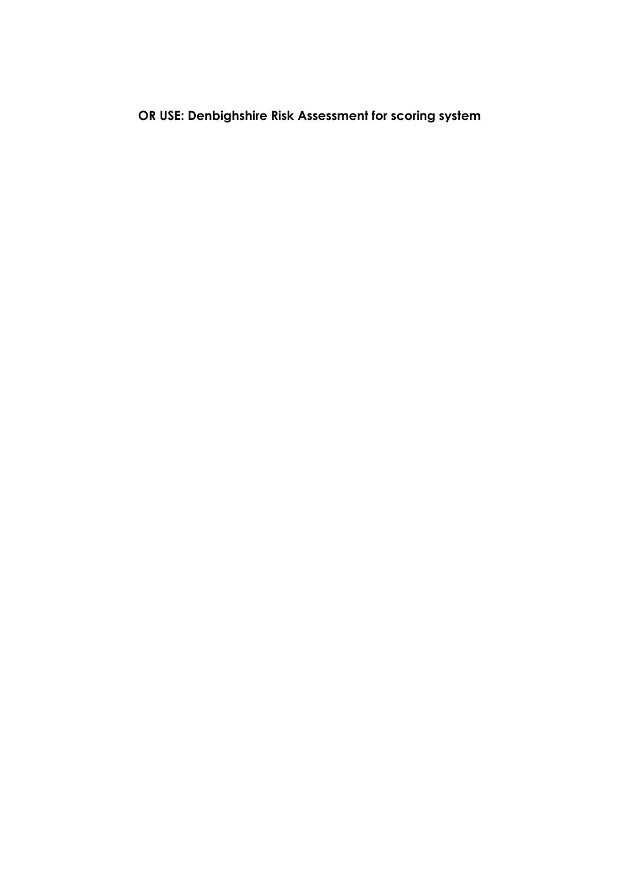**OR USE: Denbighshire Risk Assessment for scoring system**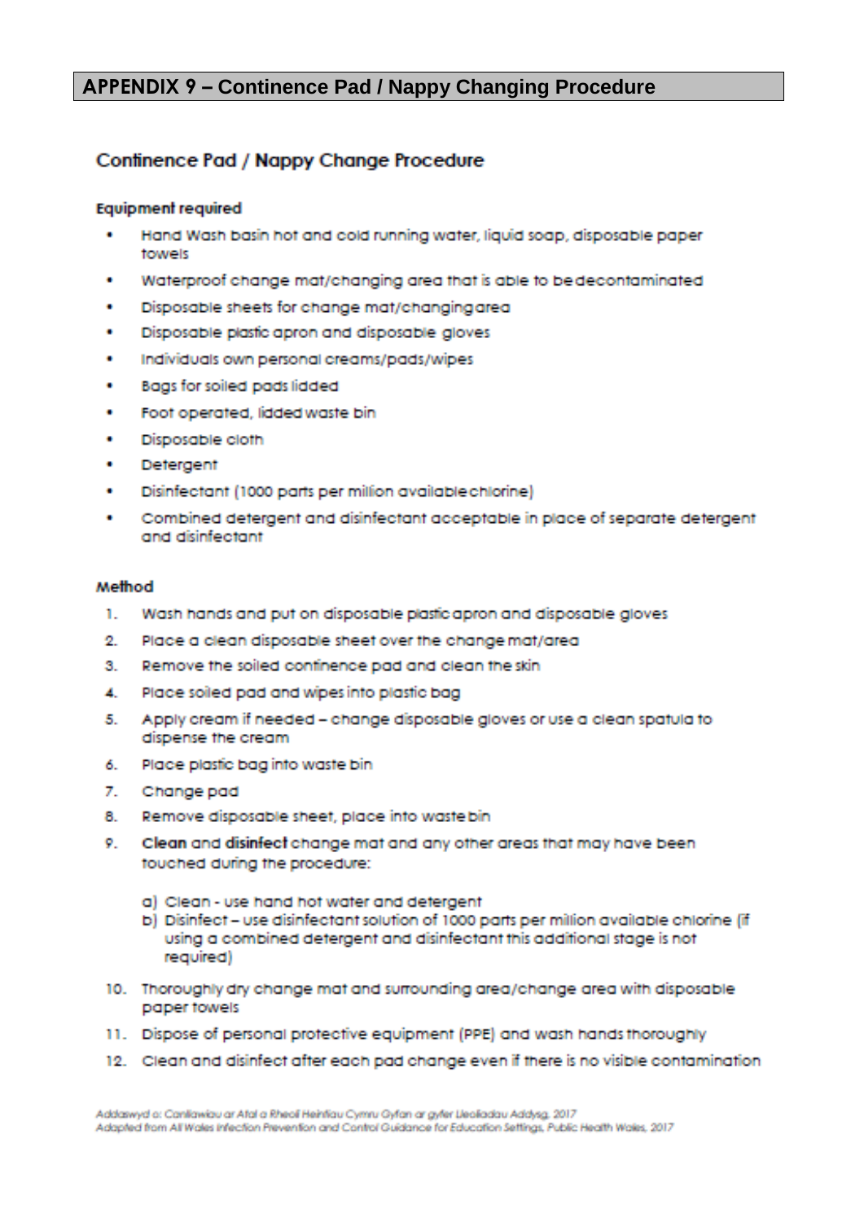## APPENDIX 9 – Continence Pad / Nappy Changing Procedure

### Continence Pad / Nappy Change Procedure

**Equipment required**

- Hand Wash basin hot and cold running water, liquid soap, disposable paper towels
- Waterproof change mat/changing area that is able to be decontaminated
- Disposable sheets for change mat/changing area
- Disposable plastic apron and disposable gloves
- Individuals own personal creams/pads/wipes
- Bags for soiled pads lidded
- Foot operated, lidded waste bin
- Disposable cloth
- Detergent
- Disinfectant (1000 parts per million available chlorine)
- Combined detergent and disinfectant acceptable in place of separate detergent and disinfectant

**Method**

1. Wash hands and put on disposable plastic apron and disposable gloves
2. Place a clean disposable sheet over the change mat/area
3. Remove the soiled continence pad and clean the skin
4. Place soiled pad and wipes into plastic bag
5. Apply cream if needed – change disposable gloves or use a clean spatula to dispense the cream
6. Place plastic bag into waste bin
7. Change pad
8. Remove disposable sheet, place into waste bin
9. **Clean** and **disinfect** change mat and any other areas that may have been touched during the procedure:
   a) Clean - use hand hot water and detergent
   b) Disinfect – use disinfectant solution of 1000 parts per million available chlorine (if using a combined detergent and disinfectant this additional stage is not required)
10. Thoroughly dry change mat and surrounding area/change area with disposable paper towels
11. Dispose of personal protective equipment (PPE) and wash hands thoroughly
12. Clean and disinfect after each pad change even if there is no visible contamination

Addaswyd o: Canllawiau ar Atal a Rheoli Heintiau Cymru Gyfan ar gyfer Lleoliadau Addysg, 2017
Adapted from All Wales Infection Prevention and Control Guidance for Education Settings, Public Health Wales, 2017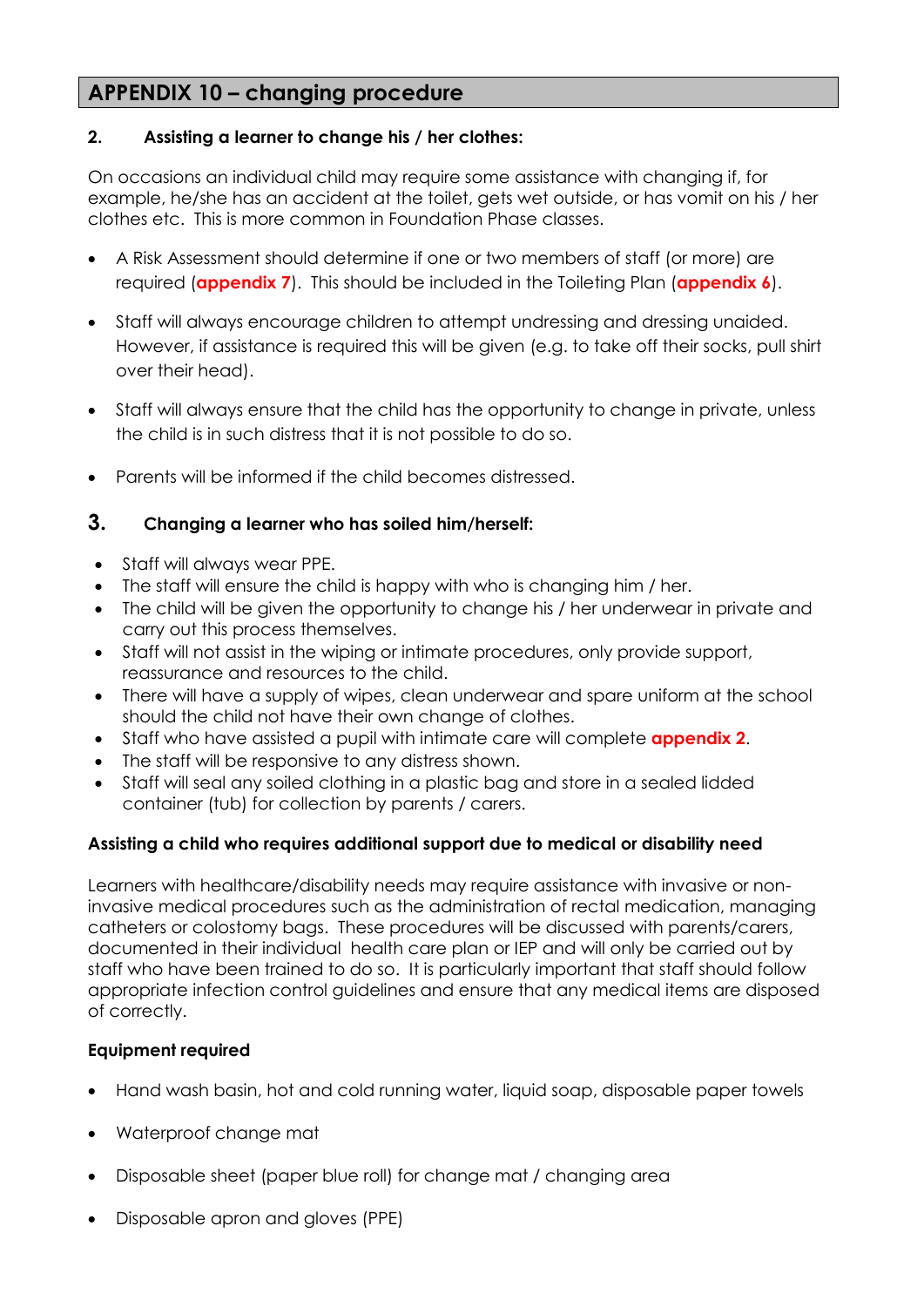## APPENDIX 10 – changing procedure

### 2. Assisting a learner to change his / her clothes:

On occasions an individual child may require some assistance with changing if, for example, he/she has an accident at the toilet, gets wet outside, or has vomit on his / her clothes etc. This is more common in Foundation Phase classes.

- A Risk Assessment should determine if one or two members of staff (or more) are required (**appendix 7**). This should be included in the Toileting Plan (**appendix 6**).
- Staff will always encourage children to attempt undressing and dressing unaided. However, if assistance is required this will be given (e.g. to take off their socks, pull shirt over their head).
- Staff will always ensure that the child has the opportunity to change in private, unless the child is in such distress that it is not possible to do so.
- Parents will be informed if the child becomes distressed.

### 3. Changing a learner who has soiled him/herself:

- Staff will always wear PPE.
- The staff will ensure the child is happy with who is changing him / her.
- The child will be given the opportunity to change his / her underwear in private and carry out this process themselves.
- Staff will not assist in the wiping or intimate procedures, only provide support, reassurance and resources to the child.
- There will have a supply of wipes, clean underwear and spare uniform at the school should the child not have their own change of clothes.
- Staff who have assisted a pupil with intimate care will complete **appendix 2**.
- The staff will be responsive to any distress shown.
- Staff will seal any soiled clothing in a plastic bag and store in a sealed lidded container (tub) for collection by parents / carers.

**Assisting a child who requires additional support due to medical or disability need**

Learners with healthcare/disability needs may require assistance with invasive or non-invasive medical procedures such as the administration of rectal medication, managing catheters or colostomy bags. These procedures will be discussed with parents/carers, documented in their individual health care plan or IEP and will only be carried out by staff who have been trained to do so. It is particularly important that staff should follow appropriate infection control guidelines and ensure that any medical items are disposed of correctly.

**Equipment required**

- Hand wash basin, hot and cold running water, liquid soap, disposable paper towels
- Waterproof change mat
- Disposable sheet (paper blue roll) for change mat / changing area
- Disposable apron and gloves (PPE)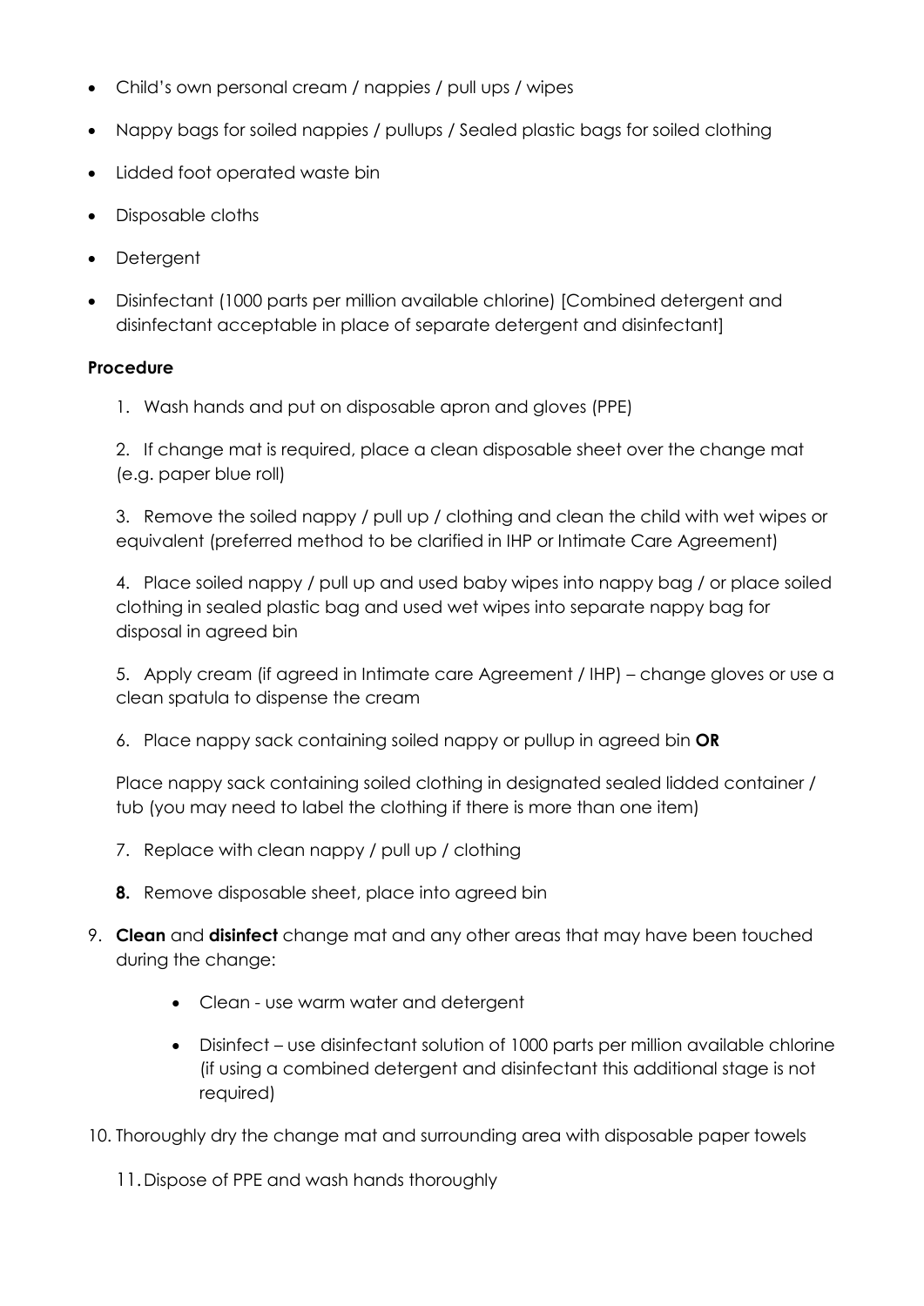- Child's own personal cream / nappies / pull ups / wipes
- Nappy bags for soiled nappies / pullups / Sealed plastic bags for soiled clothing
- Lidded foot operated waste bin
- Disposable cloths
- Detergent
- Disinfectant (1000 parts per million available chlorine) [Combined detergent and disinfectant acceptable in place of separate detergent and disinfectant]

**Procedure**

1. Wash hands and put on disposable apron and gloves (PPE)
2. If change mat is required, place a clean disposable sheet over the change mat (e.g. paper blue roll)
3. Remove the soiled nappy / pull up / clothing and clean the child with wet wipes or equivalent (preferred method to be clarified in IHP or Intimate Care Agreement)
4. Place soiled nappy / pull up and used baby wipes into nappy bag / or place soiled clothing in sealed plastic bag and used wet wipes into separate nappy bag for disposal in agreed bin
5. Apply cream (if agreed in Intimate care Agreement / IHP) – change gloves or use a clean spatula to dispense the cream
6. Place nappy sack containing soiled nappy or pullup in agreed bin **OR**

   Place nappy sack containing soiled clothing in designated sealed lidded container / tub (you may need to label the clothing if there is more than one item)
7. Replace with clean nappy / pull up / clothing
8. Remove disposable sheet, place into agreed bin
9. **Clean** and **disinfect** change mat and any other areas that may have been touched during the change:
   - Clean - use warm water and detergent
   - Disinfect – use disinfectant solution of 1000 parts per million available chlorine (if using a combined detergent and disinfectant this additional stage is not required)
10. Thoroughly dry the change mat and surrounding area with disposable paper towels
11. Dispose of PPE and wash hands thoroughly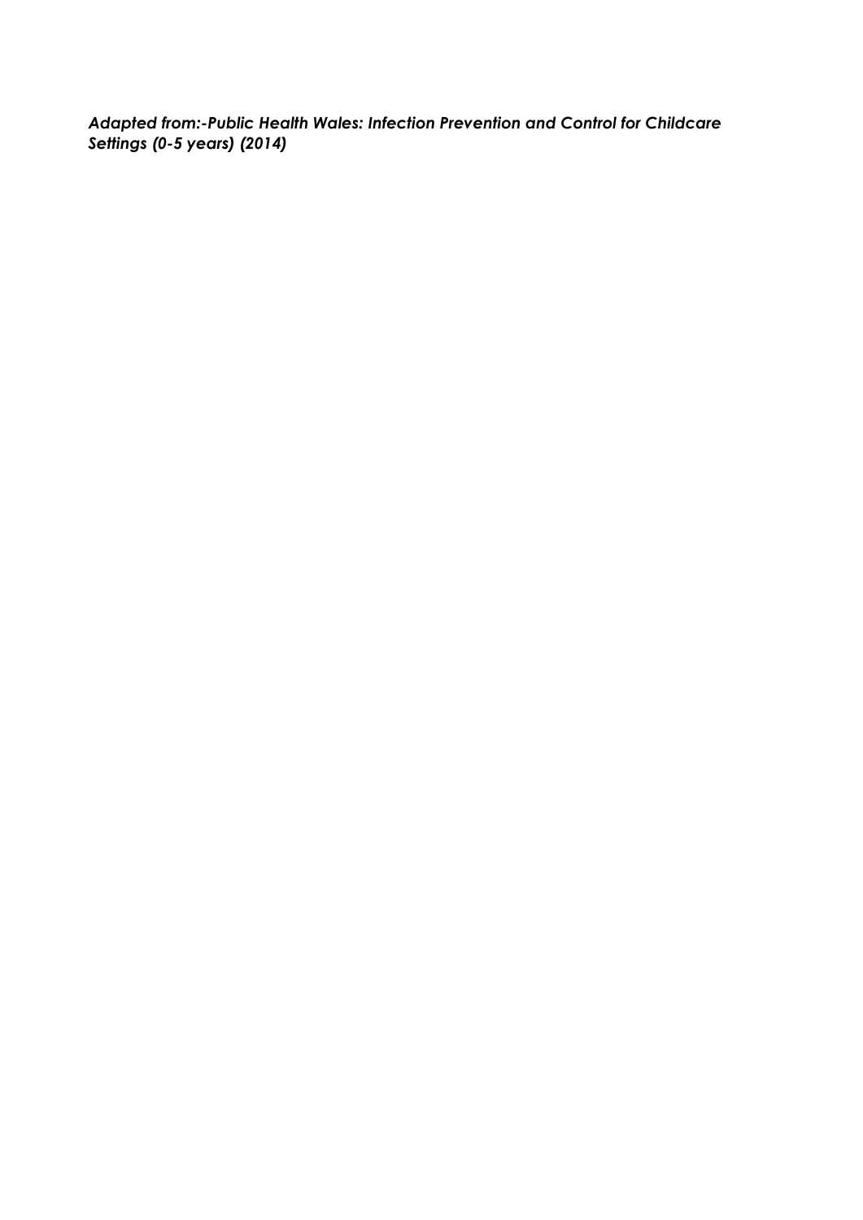***Adapted from:-Public Health Wales: Infection Prevention and Control for Childcare Settings (0-5 years) (2014)***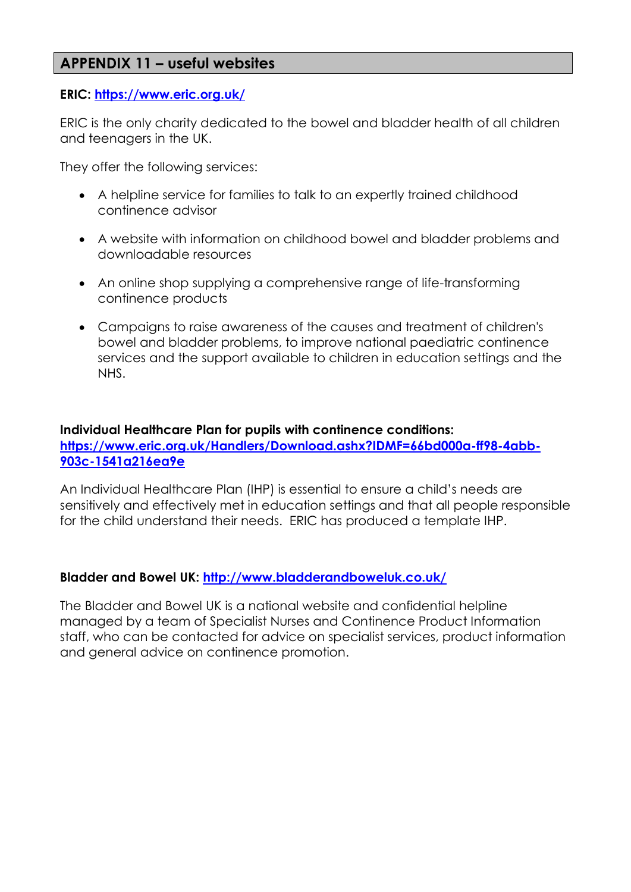## APPENDIX 11 – useful websites

**ERIC: https://www.eric.org.uk/**

ERIC is the only charity dedicated to the bowel and bladder health of all children and teenagers in the UK.

They offer the following services:

- A helpline service for families to talk to an expertly trained childhood continence advisor
- A website with information on childhood bowel and bladder problems and downloadable resources
- An online shop supplying a comprehensive range of life-transforming continence products
- Campaigns to raise awareness of the causes and treatment of children's bowel and bladder problems, to improve national paediatric continence services and the support available to children in education settings and the NHS.

**Individual Healthcare Plan for pupils with continence conditions: https://www.eric.org.uk/Handlers/Download.ashx?IDMF=66bd000a-ff98-4abb-903c-1541a216ea9e**

An Individual Healthcare Plan (IHP) is essential to ensure a child's needs are sensitively and effectively met in education settings and that all people responsible for the child understand their needs. ERIC has produced a template IHP.

**Bladder and Bowel UK: http://www.bladderandboweluk.co.uk/**

The Bladder and Bowel UK is a national website and confidential helpline managed by a team of Specialist Nurses and Continence Product Information staff, who can be contacted for advice on specialist services, product information and general advice on continence promotion.